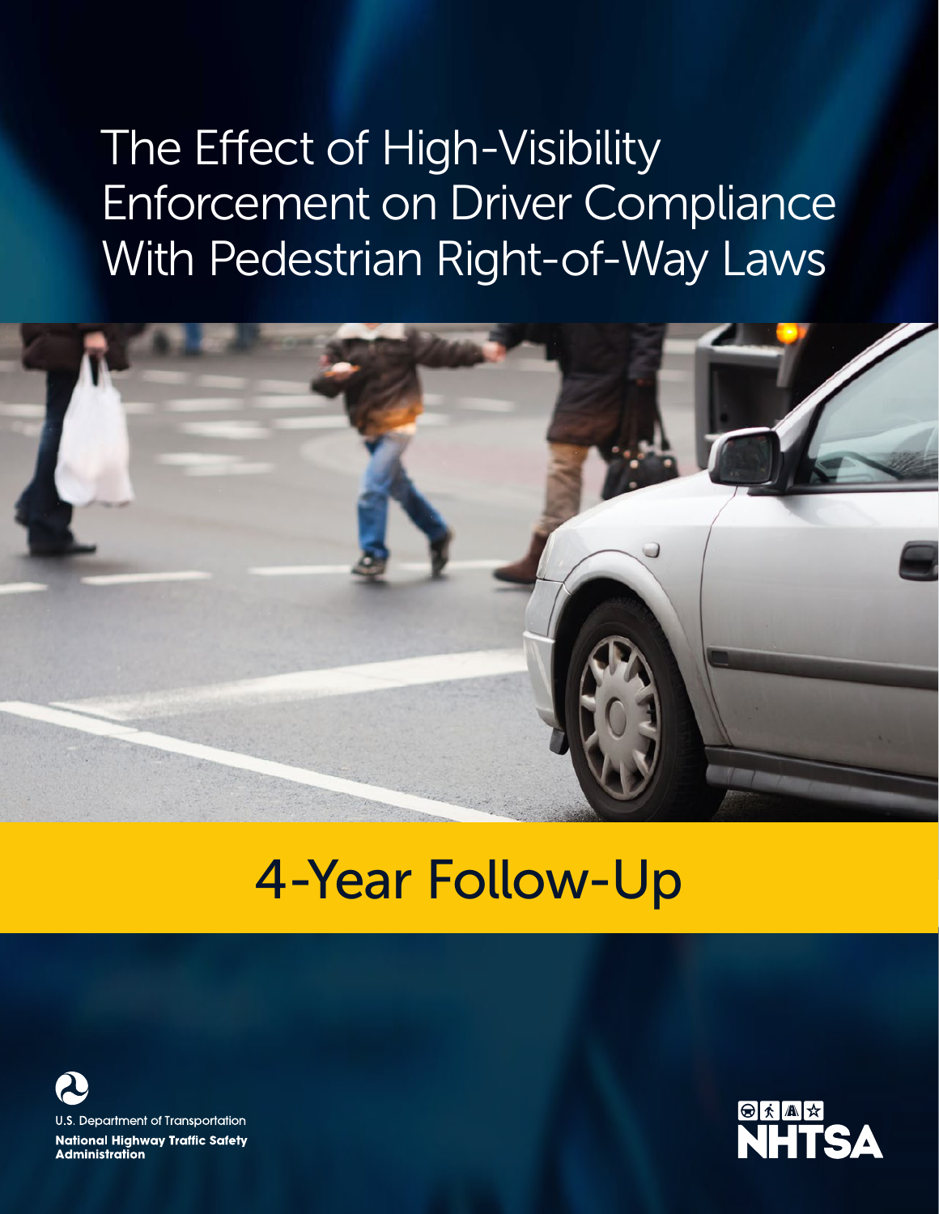# The Effect of High-Visibility Enforcement on Driver Compliance With Pedestrian Right-of-Way Laws

## 4-Year Follow-Up

U.S. Department of Transportation

**National Highway Traffic Safety Administration**

NHTSA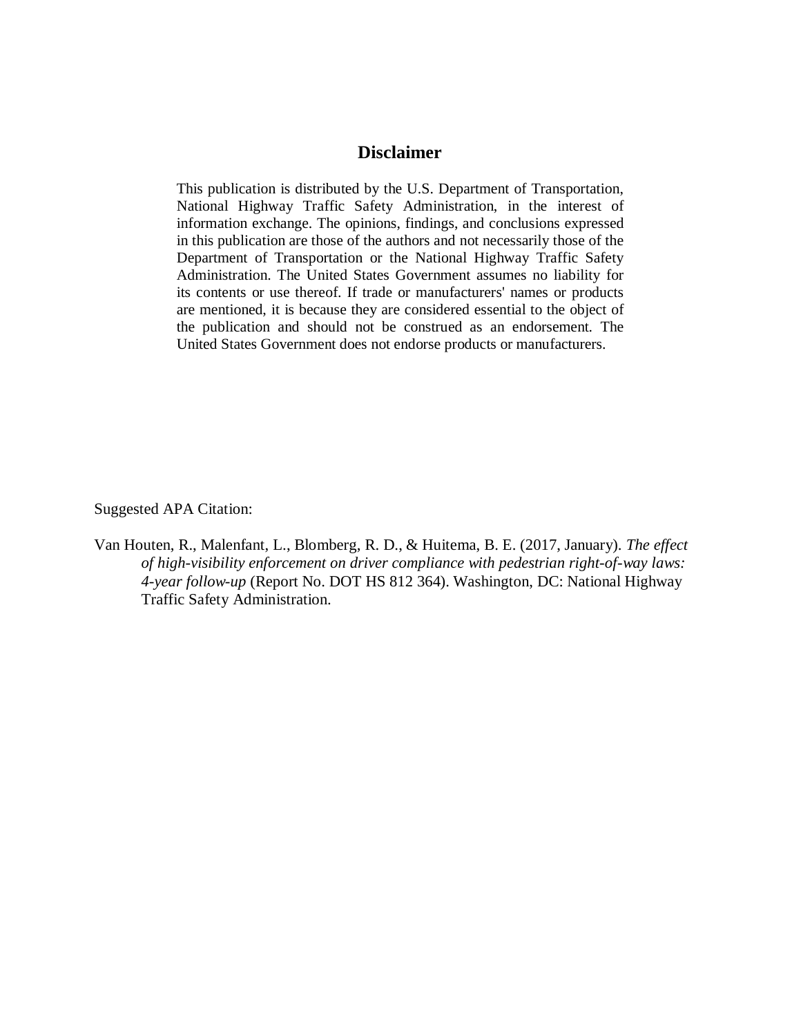## Disclaimer

This publication is distributed by the U.S. Department of Transportation, National Highway Traffic Safety Administration, in the interest of information exchange. The opinions, findings, and conclusions expressed in this publication are those of the authors and not necessarily those of the Department of Transportation or the National Highway Traffic Safety Administration. The United States Government assumes no liability for its contents or use thereof. If trade or manufacturers' names or products are mentioned, it is because they are considered essential to the object of the publication and should not be construed as an endorsement. The United States Government does not endorse products or manufacturers.

Suggested APA Citation:

Van Houten, R., Malenfant, L., Blomberg, R. D., & Huitema, B. E. (2017, January). *The effect of high-visibility enforcement on driver compliance with pedestrian right-of-way laws: 4-year follow-up* (Report No. DOT HS 812 364). Washington, DC: National Highway Traffic Safety Administration.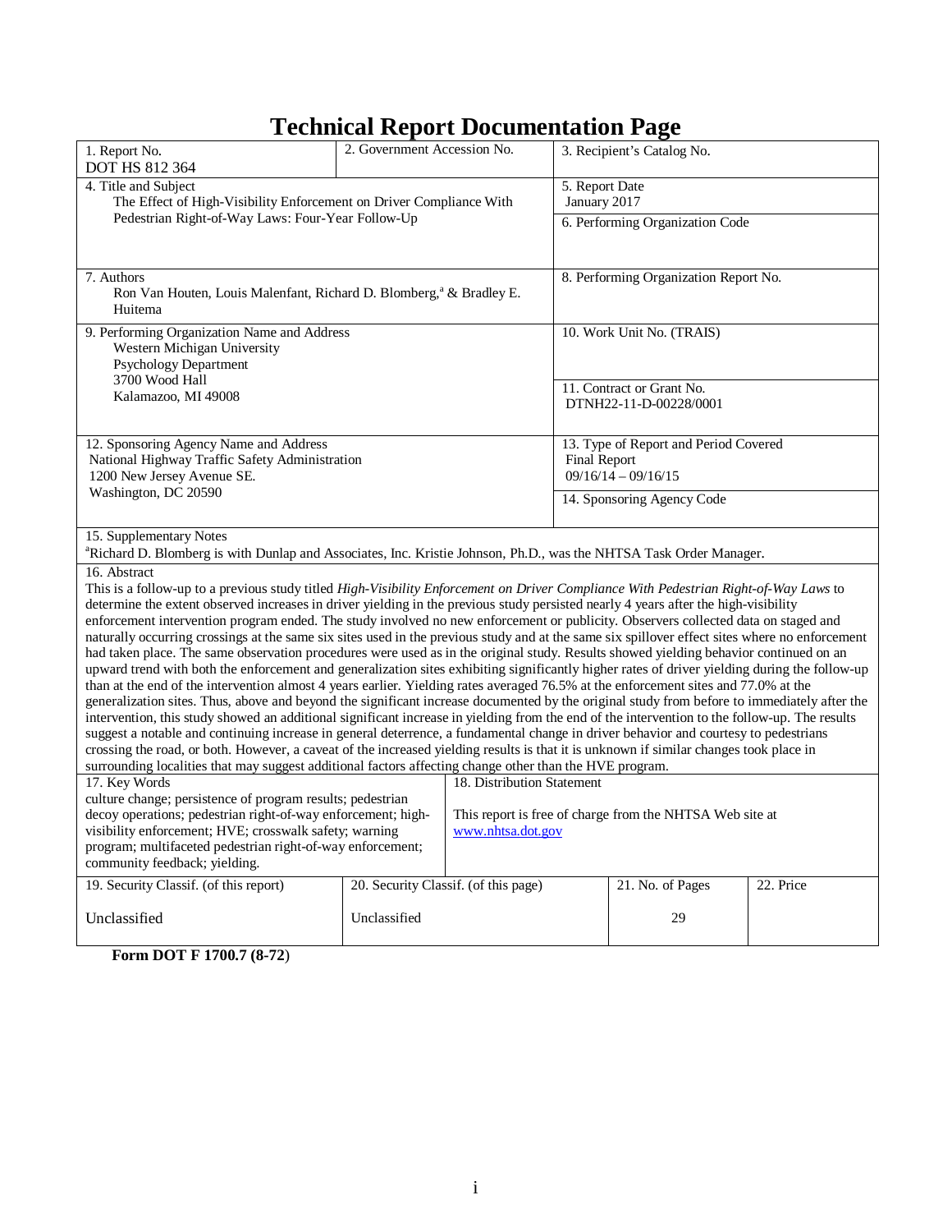# Technical Report Documentation Page

| 1. Report No.<br>DOT HS 812 364 | 2. Government Accession No. | 3. Recipient's Catalog No. |
|---|---|---|
| 4. Title and Subject<br>The Effect of High-Visibility Enforcement on Driver Compliance With Pedestrian Right-of-Way Laws: Four-Year Follow-Up | | 5. Report Date<br>January 2017<br>6. Performing Organization Code |
| 7. Authors<br>Ron Van Houten, Louis Malenfant, Richard D. Blomberg,[a] & Bradley E. Huitema | | 8. Performing Organization Report No. |
| 9. Performing Organization Name and Address<br>Western Michigan University<br>Psychology Department<br>3700 Wood Hall<br>Kalamazoo, MI 49008 | | 10. Work Unit No. (TRAIS)<br>11. Contract or Grant No.<br>DTNH22-11-D-00228/0001 |
| 12. Sponsoring Agency Name and Address<br>National Highway Traffic Safety Administration<br>1200 New Jersey Avenue SE.<br>Washington, DC 20590 | | 13. Type of Report and Period Covered<br>Final Report<br>09/16/14 – 09/16/15<br>14. Sponsoring Agency Code |

15. Supplementary Notes

[a]Richard D. Blomberg is with Dunlap and Associates, Inc. Kristie Johnson, Ph.D., was the NHTSA Task Order Manager.

16. Abstract

This is a follow-up to a previous study titled *High-Visibility Enforcement on Driver Compliance With Pedestrian Right-of-Way Laws* to determine the extent observed increases in driver yielding in the previous study persisted nearly 4 years after the high-visibility enforcement intervention program ended. The study involved no new enforcement or publicity. Observers collected data on staged and naturally occurring crossings at the same six sites used in the previous study and at the same six spillover effect sites where no enforcement had taken place. The same observation procedures were used as in the original study. Results showed yielding behavior continued on an upward trend with both the enforcement and generalization sites exhibiting significantly higher rates of driver yielding during the follow-up than at the end of the intervention almost 4 years earlier. Yielding rates averaged 76.5% at the enforcement sites and 77.0% at the generalization sites. Thus, above and beyond the significant increase documented by the original study from before to immediately after the intervention, this study showed an additional significant increase in yielding from the end of the intervention to the follow-up. The results suggest a notable and continuing increase in general deterrence, a fundamental change in driver behavior and courtesy to pedestrians crossing the road, or both. However, a caveat of the increased yielding results is that it is unknown if similar changes took place in surrounding localities that may suggest additional factors affecting change other than the HVE program.

| 17. Key Words | 18. Distribution Statement |
|---|---|
| culture change; persistence of program results; pedestrian decoy operations; pedestrian right-of-way enforcement; high-visibility enforcement; HVE; crosswalk safety; warning program; multifaceted pedestrian right-of-way enforcement; community feedback; yielding. | This report is free of charge from the NHTSA Web site at www.nhtsa.dot.gov |

| 19. Security Classif. (of this report) | 20. Security Classif. (of this page) | 21. No. of Pages | 22. Price |
|---|---|---|---|
| Unclassified | Unclassified | 29 | |

**Form DOT F 1700.7 (8-72)**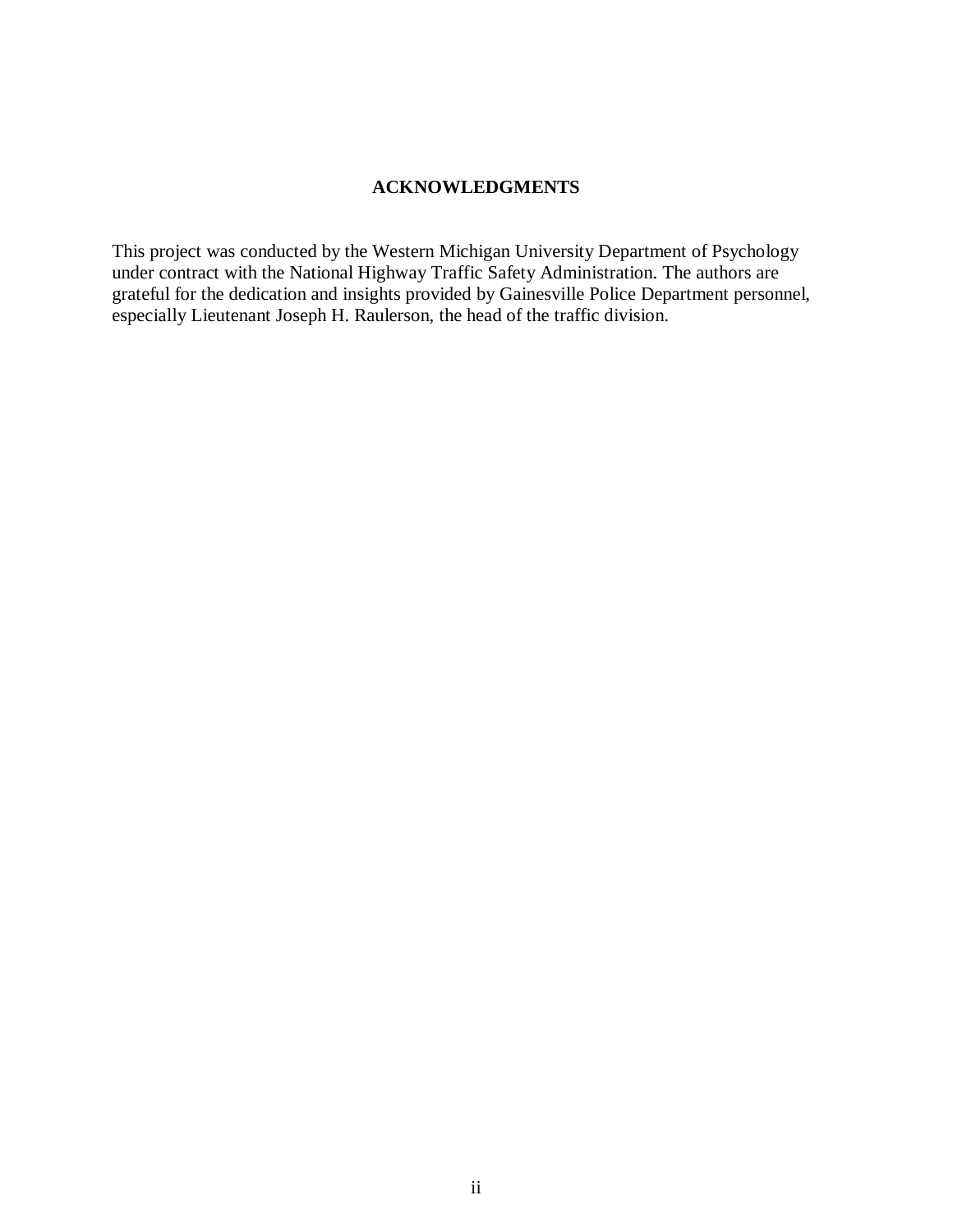## ACKNOWLEDGMENTS

This project was conducted by the Western Michigan University Department of Psychology under contract with the National Highway Traffic Safety Administration. The authors are grateful for the dedication and insights provided by Gainesville Police Department personnel, especially Lieutenant Joseph H. Raulerson, the head of the traffic division.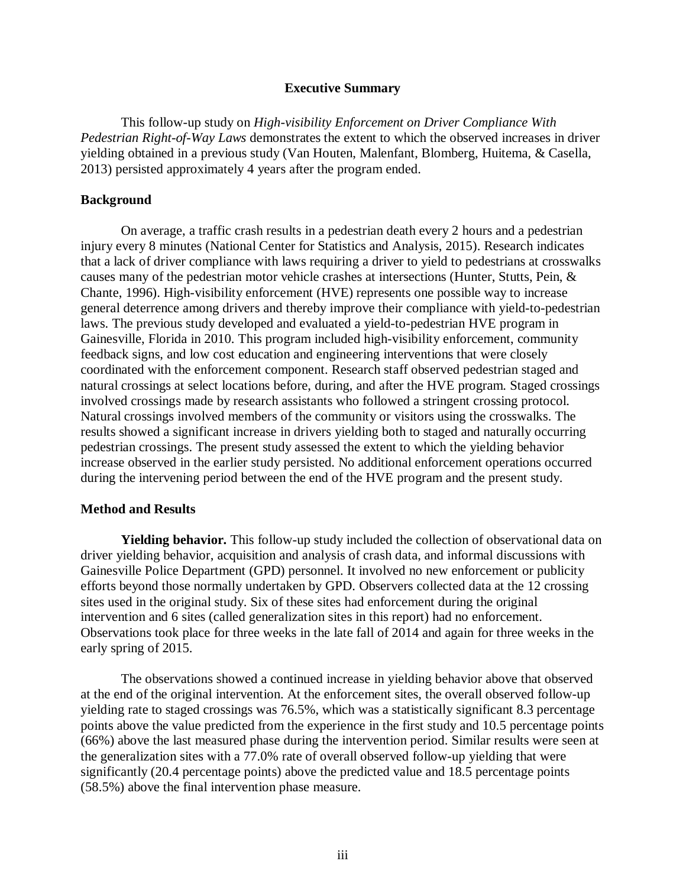## Executive Summary

This follow-up study on *High-visibility Enforcement on Driver Compliance With Pedestrian Right-of-Way Laws* demonstrates the extent to which the observed increases in driver yielding obtained in a previous study (Van Houten, Malenfant, Blomberg, Huitema, & Casella, 2013) persisted approximately 4 years after the program ended.

### Background

On average, a traffic crash results in a pedestrian death every 2 hours and a pedestrian injury every 8 minutes (National Center for Statistics and Analysis, 2015). Research indicates that a lack of driver compliance with laws requiring a driver to yield to pedestrians at crosswalks causes many of the pedestrian motor vehicle crashes at intersections (Hunter, Stutts, Pein, & Chante, 1996). High-visibility enforcement (HVE) represents one possible way to increase general deterrence among drivers and thereby improve their compliance with yield-to-pedestrian laws. The previous study developed and evaluated a yield-to-pedestrian HVE program in Gainesville, Florida in 2010. This program included high-visibility enforcement, community feedback signs, and low cost education and engineering interventions that were closely coordinated with the enforcement component. Research staff observed pedestrian staged and natural crossings at select locations before, during, and after the HVE program. Staged crossings involved crossings made by research assistants who followed a stringent crossing protocol. Natural crossings involved members of the community or visitors using the crosswalks. The results showed a significant increase in drivers yielding both to staged and naturally occurring pedestrian crossings. The present study assessed the extent to which the yielding behavior increase observed in the earlier study persisted. No additional enforcement operations occurred during the intervening period between the end of the HVE program and the present study.

### Method and Results

**Yielding behavior.** This follow-up study included the collection of observational data on driver yielding behavior, acquisition and analysis of crash data, and informal discussions with Gainesville Police Department (GPD) personnel. It involved no new enforcement or publicity efforts beyond those normally undertaken by GPD. Observers collected data at the 12 crossing sites used in the original study. Six of these sites had enforcement during the original intervention and 6 sites (called generalization sites in this report) had no enforcement. Observations took place for three weeks in the late fall of 2014 and again for three weeks in the early spring of 2015.

The observations showed a continued increase in yielding behavior above that observed at the end of the original intervention. At the enforcement sites, the overall observed follow-up yielding rate to staged crossings was 76.5%, which was a statistically significant 8.3 percentage points above the value predicted from the experience in the first study and 10.5 percentage points (66%) above the last measured phase during the intervention period. Similar results were seen at the generalization sites with a 77.0% rate of overall observed follow-up yielding that were significantly (20.4 percentage points) above the predicted value and 18.5 percentage points (58.5%) above the final intervention phase measure.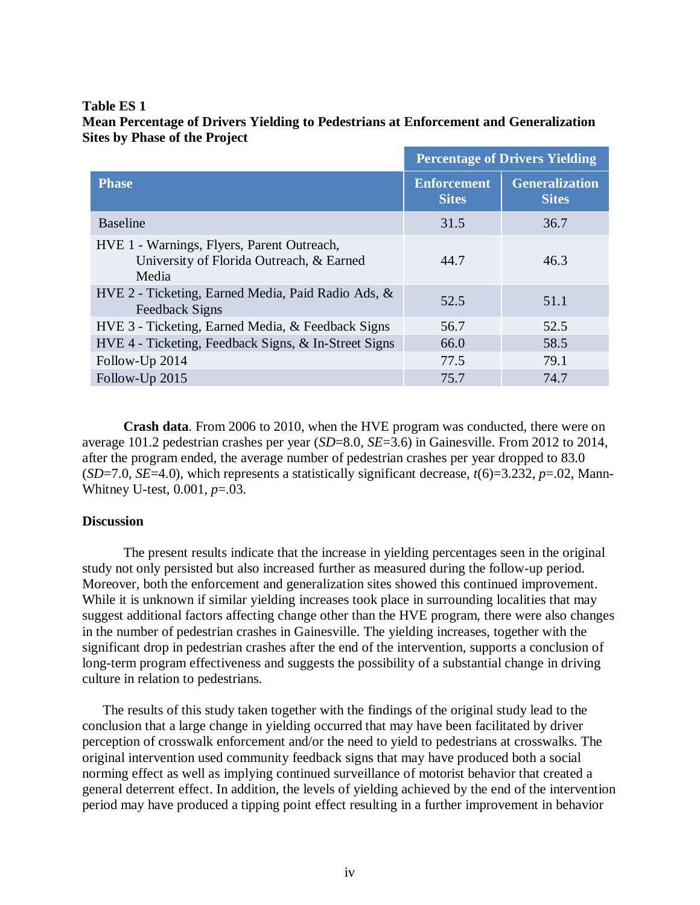**Table ES 1**
**Mean Percentage of Drivers Yielding to Pedestrians at Enforcement and Generalization Sites by Phase of the Project**

| | Percentage of Drivers Yielding | |
|---|---|---|
| **Phase** | **Enforcement Sites** | **Generalization Sites** |
| Baseline | 31.5 | 36.7 |
| HVE 1 - Warnings, Flyers, Parent Outreach, University of Florida Outreach, & Earned Media | 44.7 | 46.3 |
| HVE 2 - Ticketing, Earned Media, Paid Radio Ads, & Feedback Signs | 52.5 | 51.1 |
| HVE 3 - Ticketing, Earned Media, & Feedback Signs | 56.7 | 52.5 |
| HVE 4 - Ticketing, Feedback Signs, & In-Street Signs | 66.0 | 58.5 |
| Follow-Up 2014 | 77.5 | 79.1 |
| Follow-Up 2015 | 75.7 | 74.7 |

**Crash data**. From 2006 to 2010, when the HVE program was conducted, there were on average 101.2 pedestrian crashes per year (*SD*=8.0, *SE*=3.6) in Gainesville. From 2012 to 2014, after the program ended, the average number of pedestrian crashes per year dropped to 83.0 (*SD*=7.0, *SE*=4.0), which represents a statistically significant decrease, $t(6)=3.232$, $p=.02$, Mann-Whitney U-test, 0.001, $p=.03$.

## Discussion

The present results indicate that the increase in yielding percentages seen in the original study not only persisted but also increased further as measured during the follow-up period. Moreover, both the enforcement and generalization sites showed this continued improvement. While it is unknown if similar yielding increases took place in surrounding localities that may suggest additional factors affecting change other than the HVE program, there were also changes in the number of pedestrian crashes in Gainesville. The yielding increases, together with the significant drop in pedestrian crashes after the end of the intervention, supports a conclusion of long-term program effectiveness and suggests the possibility of a substantial change in driving culture in relation to pedestrians.

The results of this study taken together with the findings of the original study lead to the conclusion that a large change in yielding occurred that may have been facilitated by driver perception of crosswalk enforcement and/or the need to yield to pedestrians at crosswalks. The original intervention used community feedback signs that may have produced both a social norming effect as well as implying continued surveillance of motorist behavior that created a general deterrent effect. In addition, the levels of yielding achieved by the end of the intervention period may have produced a tipping point effect resulting in a further improvement in behavior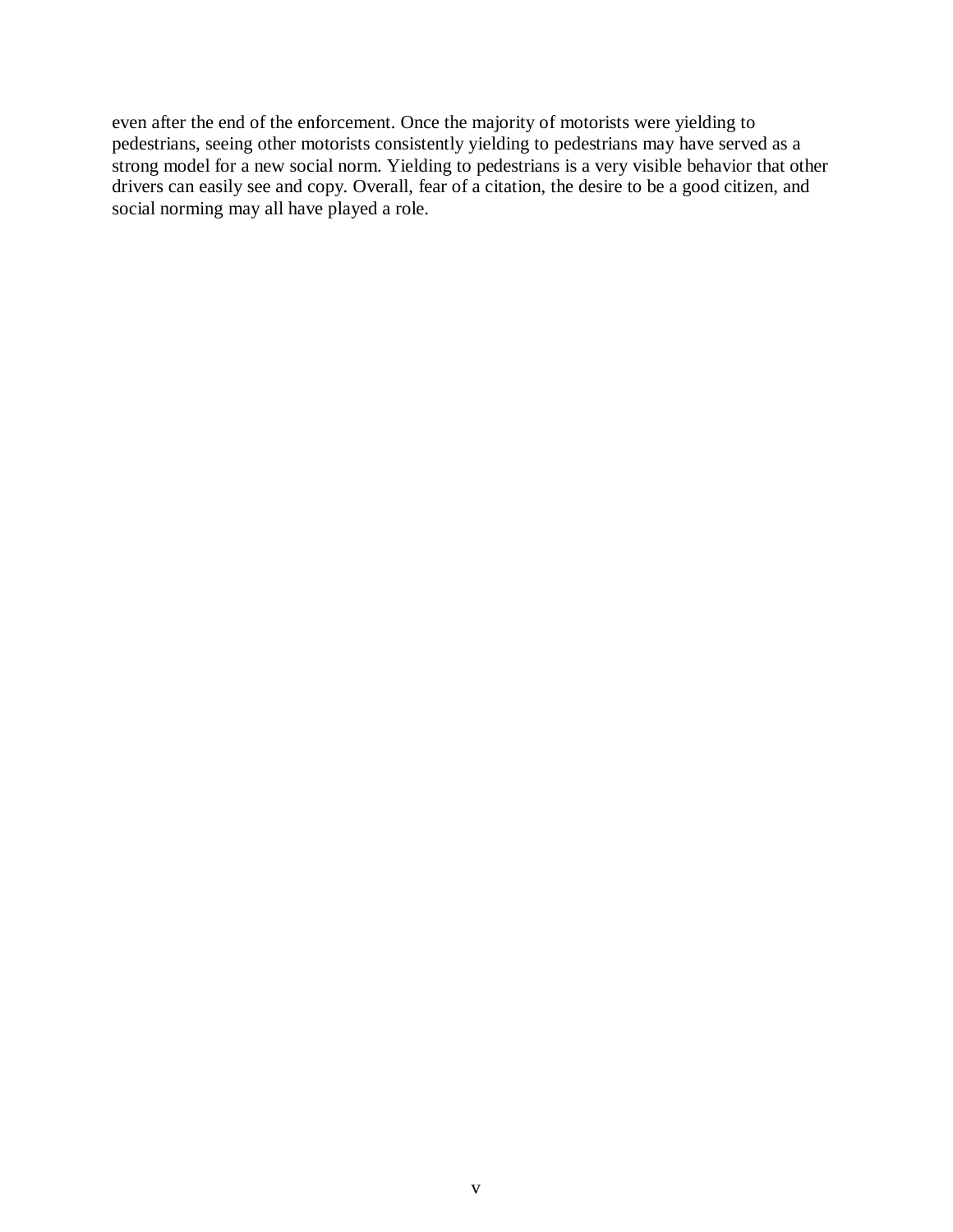even after the end of the enforcement. Once the majority of motorists were yielding to pedestrians, seeing other motorists consistently yielding to pedestrians may have served as a strong model for a new social norm. Yielding to pedestrians is a very visible behavior that other drivers can easily see and copy. Overall, fear of a citation, the desire to be a good citizen, and social norming may all have played a role.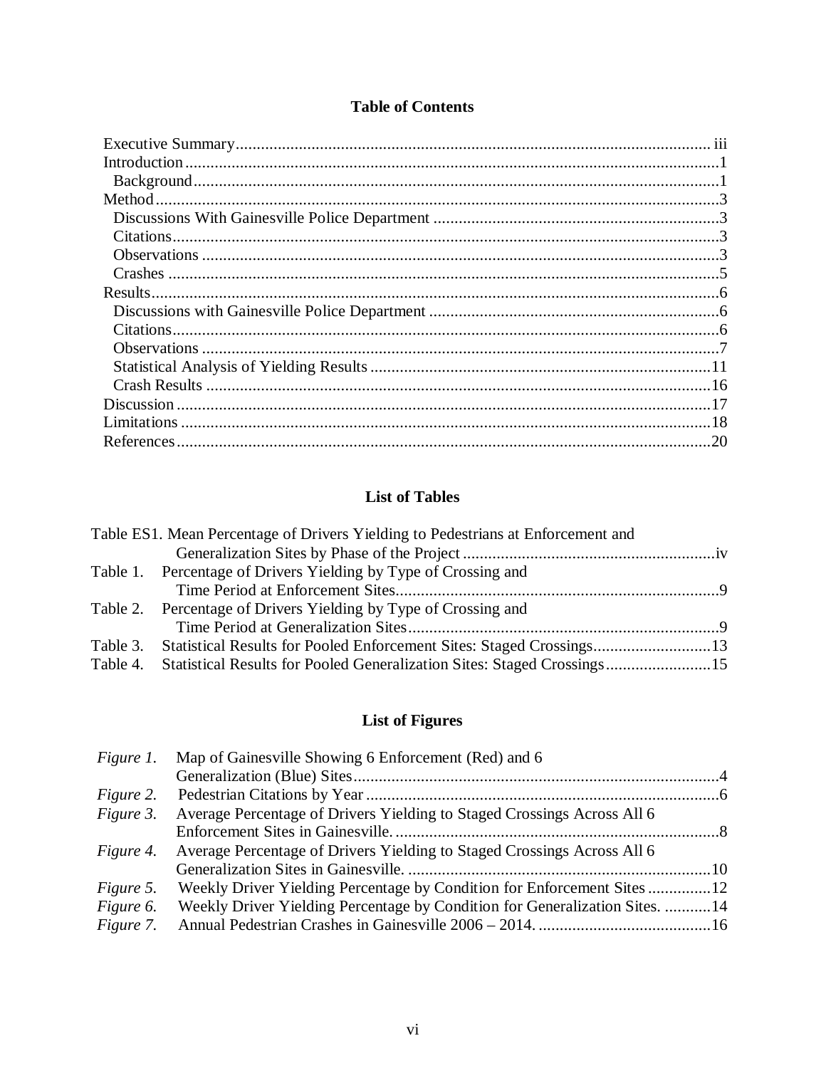## Table of Contents

- Executive Summary ..... iii
- Introduction ..... 1
  - Background ..... 1
- Method ..... 3
  - Discussions With Gainesville Police Department ..... 3
  - Citations ..... 3
  - Observations ..... 3
  - Crashes ..... 5
- Results ..... 6
  - Discussions with Gainesville Police Department ..... 6
  - Citations ..... 6
  - Observations ..... 7
  - Statistical Analysis of Yielding Results ..... 11
  - Crash Results ..... 16
- Discussion ..... 17
- Limitations ..... 18
- References ..... 20

## List of Tables

- Table ES1. Mean Percentage of Drivers Yielding to Pedestrians at Enforcement and Generalization Sites by Phase of the Project ..... iv
- Table 1. Percentage of Drivers Yielding by Type of Crossing and Time Period at Enforcement Sites ..... 9
- Table 2. Percentage of Drivers Yielding by Type of Crossing and Time Period at Generalization Sites ..... 9
- Table 3. Statistical Results for Pooled Enforcement Sites: Staged Crossings ..... 13
- Table 4. Statistical Results for Pooled Generalization Sites: Staged Crossings ..... 15

## List of Figures

- *Figure 1.* Map of Gainesville Showing 6 Enforcement (Red) and 6 Generalization (Blue) Sites ..... 4
- *Figure 2.* Pedestrian Citations by Year ..... 6
- *Figure 3.* Average Percentage of Drivers Yielding to Staged Crossings Across All 6 Enforcement Sites in Gainesville. ..... 8
- *Figure 4.* Average Percentage of Drivers Yielding to Staged Crossings Across All 6 Generalization Sites in Gainesville. ..... 10
- *Figure 5.* Weekly Driver Yielding Percentage by Condition for Enforcement Sites ..... 12
- *Figure 6.* Weekly Driver Yielding Percentage by Condition for Generalization Sites. ..... 14
- *Figure 7.* Annual Pedestrian Crashes in Gainesville 2006 – 2014. ..... 16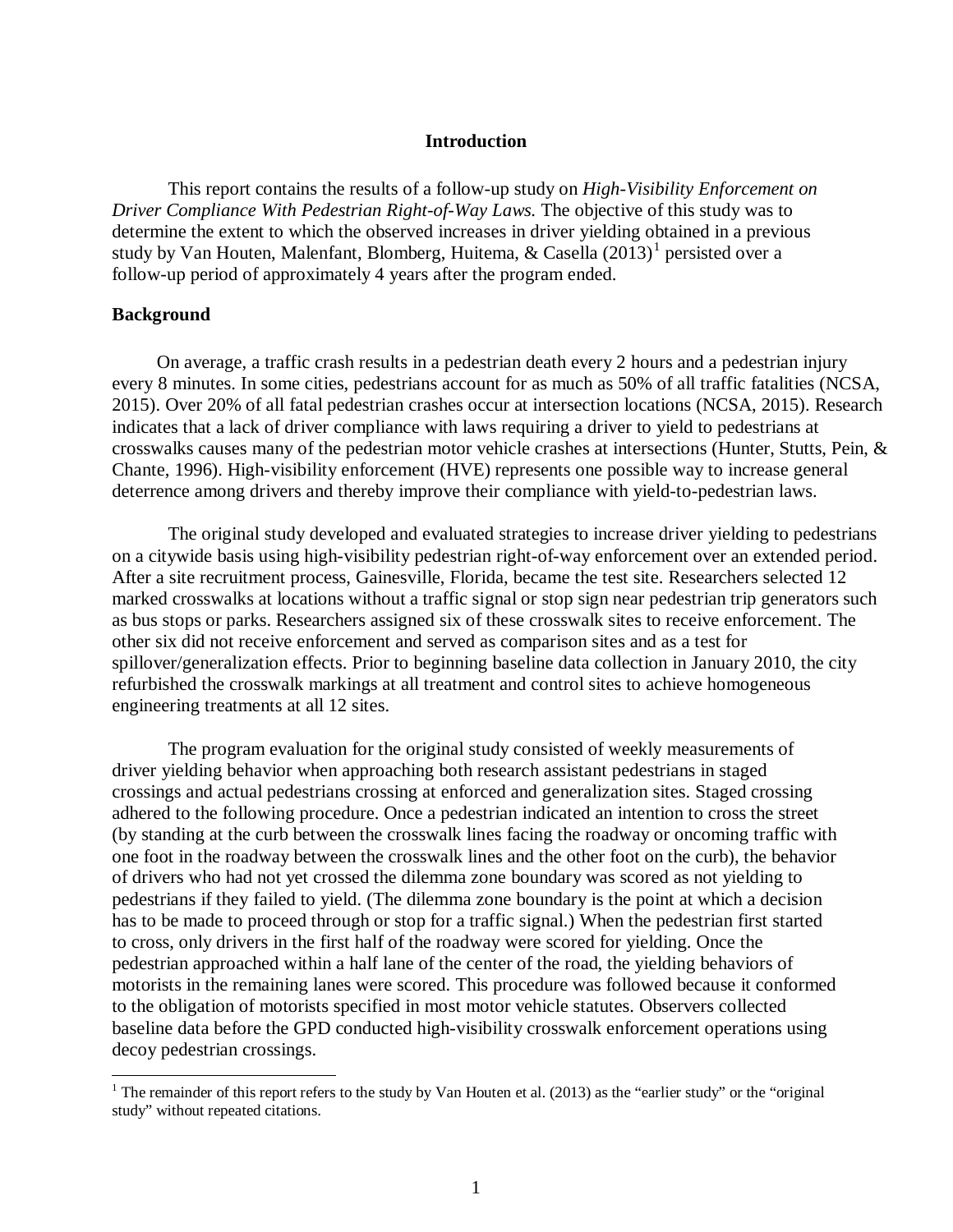## Introduction

This report contains the results of a follow-up study on *High-Visibility Enforcement on Driver Compliance With Pedestrian Right-of-Way Laws.* The objective of this study was to determine the extent to which the observed increases in driver yielding obtained in a previous study by Van Houten, Malenfant, Blomberg, Huitema, & Casella (2013)[1] persisted over a follow-up period of approximately 4 years after the program ended.

### Background

On average, a traffic crash results in a pedestrian death every 2 hours and a pedestrian injury every 8 minutes. In some cities, pedestrians account for as much as 50% of all traffic fatalities (NCSA, 2015). Over 20% of all fatal pedestrian crashes occur at intersection locations (NCSA, 2015). Research indicates that a lack of driver compliance with laws requiring a driver to yield to pedestrians at crosswalks causes many of the pedestrian motor vehicle crashes at intersections (Hunter, Stutts, Pein, & Chante, 1996). High-visibility enforcement (HVE) represents one possible way to increase general deterrence among drivers and thereby improve their compliance with yield-to-pedestrian laws.

The original study developed and evaluated strategies to increase driver yielding to pedestrians on a citywide basis using high-visibility pedestrian right-of-way enforcement over an extended period. After a site recruitment process, Gainesville, Florida, became the test site. Researchers selected 12 marked crosswalks at locations without a traffic signal or stop sign near pedestrian trip generators such as bus stops or parks. Researchers assigned six of these crosswalk sites to receive enforcement. The other six did not receive enforcement and served as comparison sites and as a test for spillover/generalization effects. Prior to beginning baseline data collection in January 2010, the city refurbished the crosswalk markings at all treatment and control sites to achieve homogeneous engineering treatments at all 12 sites.

The program evaluation for the original study consisted of weekly measurements of driver yielding behavior when approaching both research assistant pedestrians in staged crossings and actual pedestrians crossing at enforced and generalization sites. Staged crossing adhered to the following procedure. Once a pedestrian indicated an intention to cross the street (by standing at the curb between the crosswalk lines facing the roadway or oncoming traffic with one foot in the roadway between the crosswalk lines and the other foot on the curb), the behavior of drivers who had not yet crossed the dilemma zone boundary was scored as not yielding to pedestrians if they failed to yield. (The dilemma zone boundary is the point at which a decision has to be made to proceed through or stop for a traffic signal.) When the pedestrian first started to cross, only drivers in the first half of the roadway were scored for yielding. Once the pedestrian approached within a half lane of the center of the road, the yielding behaviors of motorists in the remaining lanes were scored. This procedure was followed because it conformed to the obligation of motorists specified in most motor vehicle statutes. Observers collected baseline data before the GPD conducted high-visibility crosswalk enforcement operations using decoy pedestrian crossings.

---

[1] The remainder of this report refers to the study by Van Houten et al. (2013) as the "earlier study" or the "original study" without repeated citations.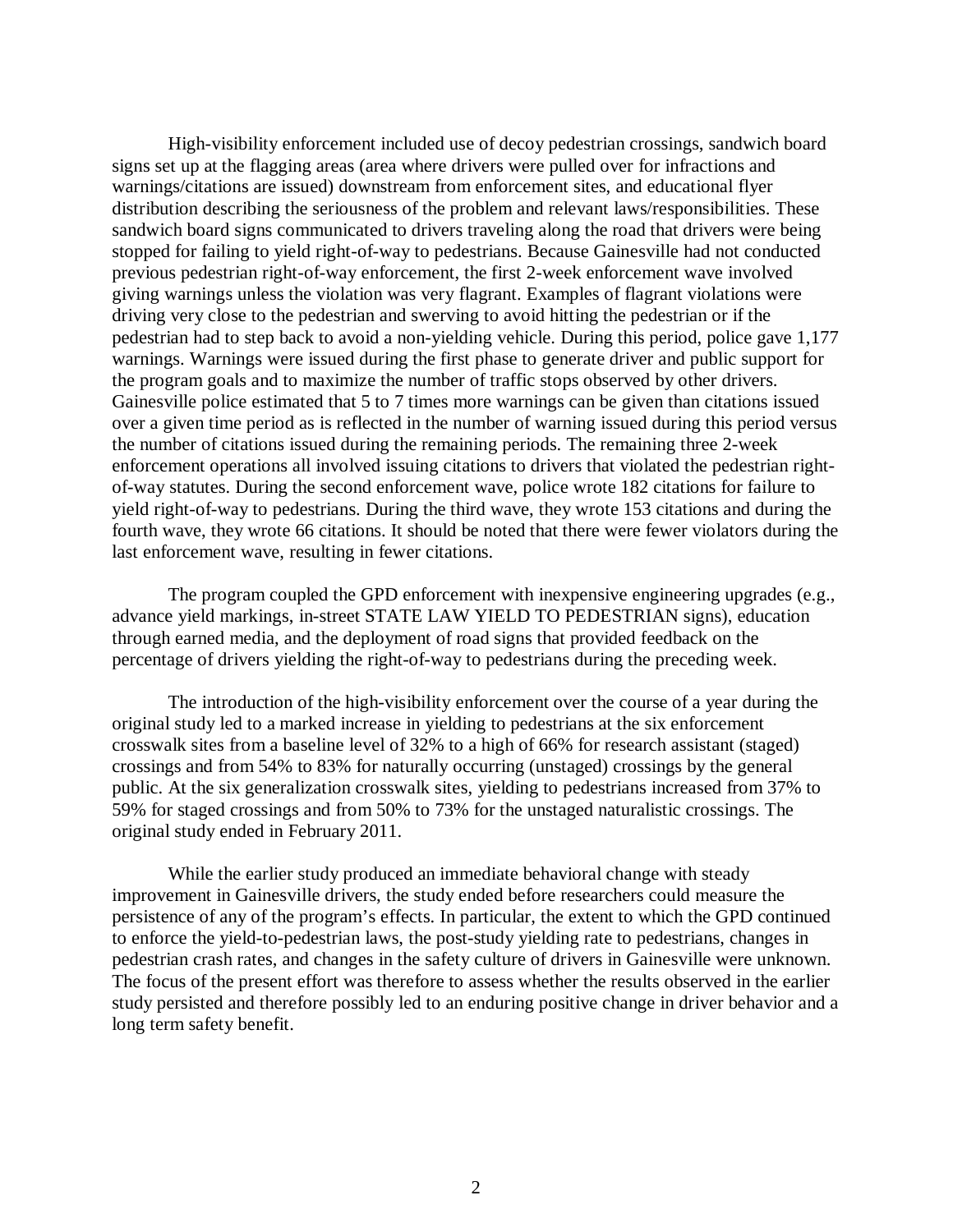High-visibility enforcement included use of decoy pedestrian crossings, sandwich board signs set up at the flagging areas (area where drivers were pulled over for infractions and warnings/citations are issued) downstream from enforcement sites, and educational flyer distribution describing the seriousness of the problem and relevant laws/responsibilities. These sandwich board signs communicated to drivers traveling along the road that drivers were being stopped for failing to yield right-of-way to pedestrians. Because Gainesville had not conducted previous pedestrian right-of-way enforcement, the first 2-week enforcement wave involved giving warnings unless the violation was very flagrant. Examples of flagrant violations were driving very close to the pedestrian and swerving to avoid hitting the pedestrian or if the pedestrian had to step back to avoid a non-yielding vehicle. During this period, police gave 1,177 warnings. Warnings were issued during the first phase to generate driver and public support for the program goals and to maximize the number of traffic stops observed by other drivers. Gainesville police estimated that 5 to 7 times more warnings can be given than citations issued over a given time period as is reflected in the number of warning issued during this period versus the number of citations issued during the remaining periods. The remaining three 2-week enforcement operations all involved issuing citations to drivers that violated the pedestrian right-of-way statutes. During the second enforcement wave, police wrote 182 citations for failure to yield right-of-way to pedestrians. During the third wave, they wrote 153 citations and during the fourth wave, they wrote 66 citations. It should be noted that there were fewer violators during the last enforcement wave, resulting in fewer citations.

The program coupled the GPD enforcement with inexpensive engineering upgrades (e.g., advance yield markings, in-street STATE LAW YIELD TO PEDESTRIAN signs), education through earned media, and the deployment of road signs that provided feedback on the percentage of drivers yielding the right-of-way to pedestrians during the preceding week.

The introduction of the high-visibility enforcement over the course of a year during the original study led to a marked increase in yielding to pedestrians at the six enforcement crosswalk sites from a baseline level of 32% to a high of 66% for research assistant (staged) crossings and from 54% to 83% for naturally occurring (unstaged) crossings by the general public. At the six generalization crosswalk sites, yielding to pedestrians increased from 37% to 59% for staged crossings and from 50% to 73% for the unstaged naturalistic crossings. The original study ended in February 2011.

While the earlier study produced an immediate behavioral change with steady improvement in Gainesville drivers, the study ended before researchers could measure the persistence of any of the program's effects. In particular, the extent to which the GPD continued to enforce the yield-to-pedestrian laws, the post-study yielding rate to pedestrians, changes in pedestrian crash rates, and changes in the safety culture of drivers in Gainesville were unknown. The focus of the present effort was therefore to assess whether the results observed in the earlier study persisted and therefore possibly led to an enduring positive change in driver behavior and a long term safety benefit.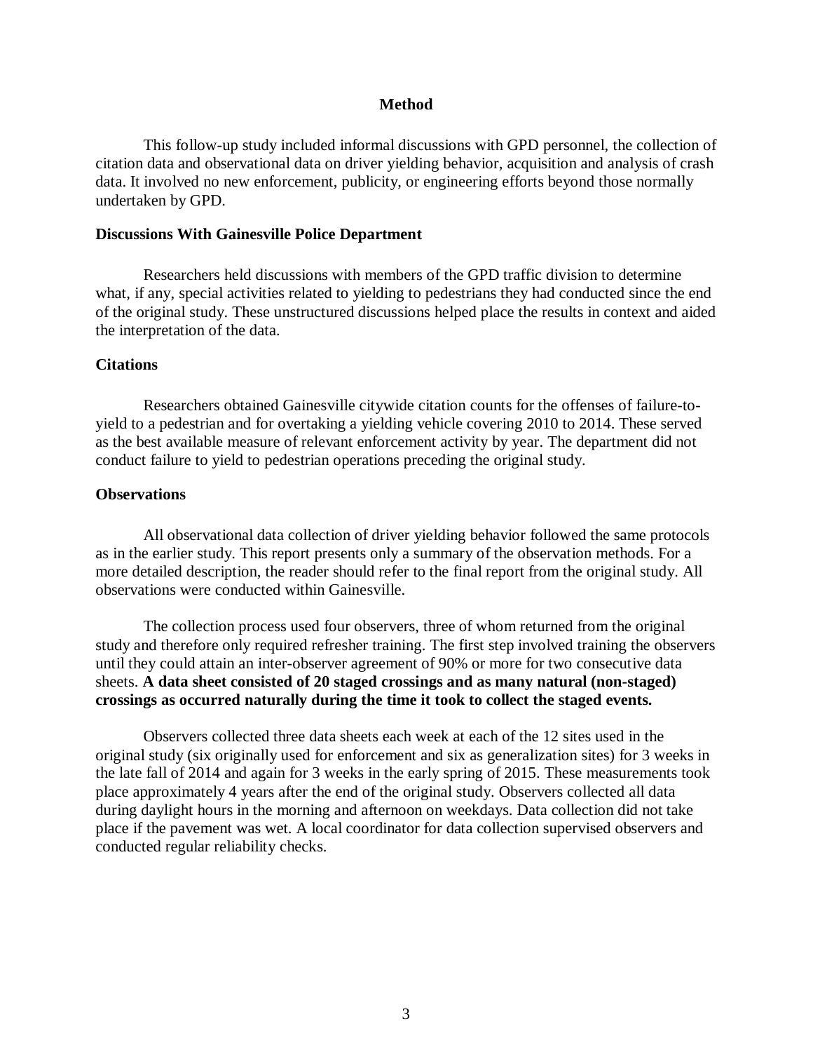## Method

This follow-up study included informal discussions with GPD personnel, the collection of citation data and observational data on driver yielding behavior, acquisition and analysis of crash data. It involved no new enforcement, publicity, or engineering efforts beyond those normally undertaken by GPD.

### Discussions With Gainesville Police Department

Researchers held discussions with members of the GPD traffic division to determine what, if any, special activities related to yielding to pedestrians they had conducted since the end of the original study. These unstructured discussions helped place the results in context and aided the interpretation of the data.

### Citations

Researchers obtained Gainesville citywide citation counts for the offenses of failure-to-yield to a pedestrian and for overtaking a yielding vehicle covering 2010 to 2014. These served as the best available measure of relevant enforcement activity by year. The department did not conduct failure to yield to pedestrian operations preceding the original study.

### Observations

All observational data collection of driver yielding behavior followed the same protocols as in the earlier study. This report presents only a summary of the observation methods. For a more detailed description, the reader should refer to the final report from the original study. All observations were conducted within Gainesville.

The collection process used four observers, three of whom returned from the original study and therefore only required refresher training. The first step involved training the observers until they could attain an inter-observer agreement of 90% or more for two consecutive data sheets. **A data sheet consisted of 20 staged crossings and as many natural (non-staged) crossings as occurred naturally during the time it took to collect the staged events.**

Observers collected three data sheets each week at each of the 12 sites used in the original study (six originally used for enforcement and six as generalization sites) for 3 weeks in the late fall of 2014 and again for 3 weeks in the early spring of 2015. These measurements took place approximately 4 years after the end of the original study. Observers collected all data during daylight hours in the morning and afternoon on weekdays. Data collection did not take place if the pavement was wet. A local coordinator for data collection supervised observers and conducted regular reliability checks.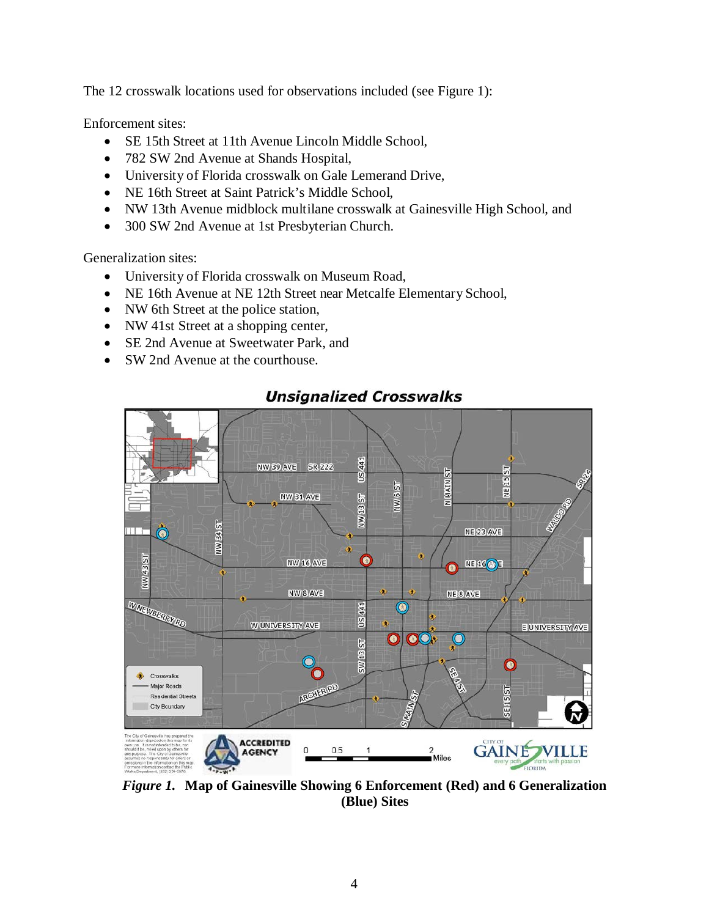The 12 crosswalk locations used for observations included (see Figure 1):

Enforcement sites:

- SE 15th Street at 11th Avenue Lincoln Middle School,
- 782 SW 2nd Avenue at Shands Hospital,
- University of Florida crosswalk on Gale Lemerand Drive,
- NE 16th Street at Saint Patrick's Middle School,
- NW 13th Avenue midblock multilane crosswalk at Gainesville High School, and
- 300 SW 2nd Avenue at 1st Presbyterian Church.

Generalization sites:

- University of Florida crosswalk on Museum Road,
- NE 16th Avenue at NE 12th Street near Metcalfe Elementary School,
- NW 6th Street at the police station,
- NW 41st Street at a shopping center,
- SE 2nd Avenue at Sweetwater Park, and
- SW 2nd Avenue at the courthouse.

*Figure 1.* **Map of Gainesville Showing 6 Enforcement (Red) and 6 Generalization (Blue) Sites**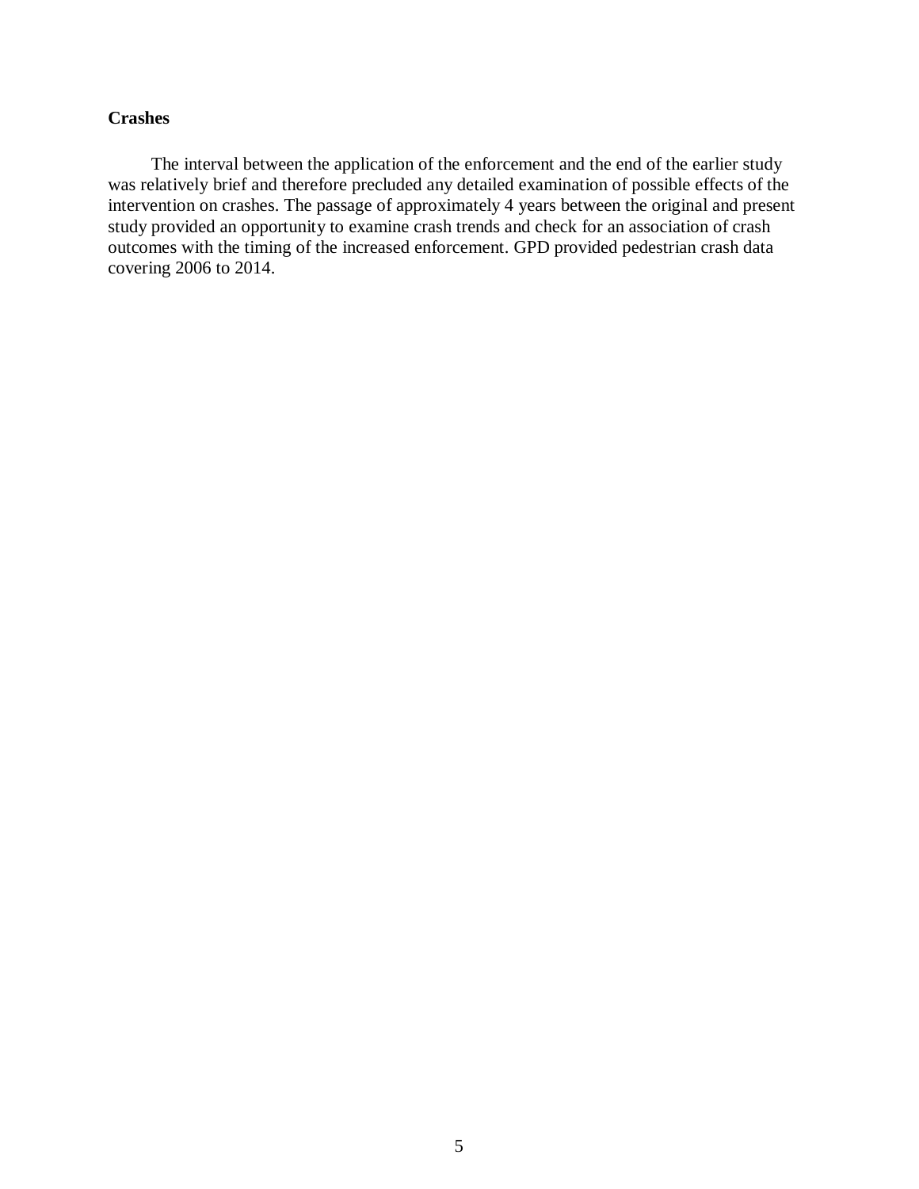**Crashes**

The interval between the application of the enforcement and the end of the earlier study was relatively brief and therefore precluded any detailed examination of possible effects of the intervention on crashes. The passage of approximately 4 years between the original and present study provided an opportunity to examine crash trends and check for an association of crash outcomes with the timing of the increased enforcement. GPD provided pedestrian crash data covering 2006 to 2014.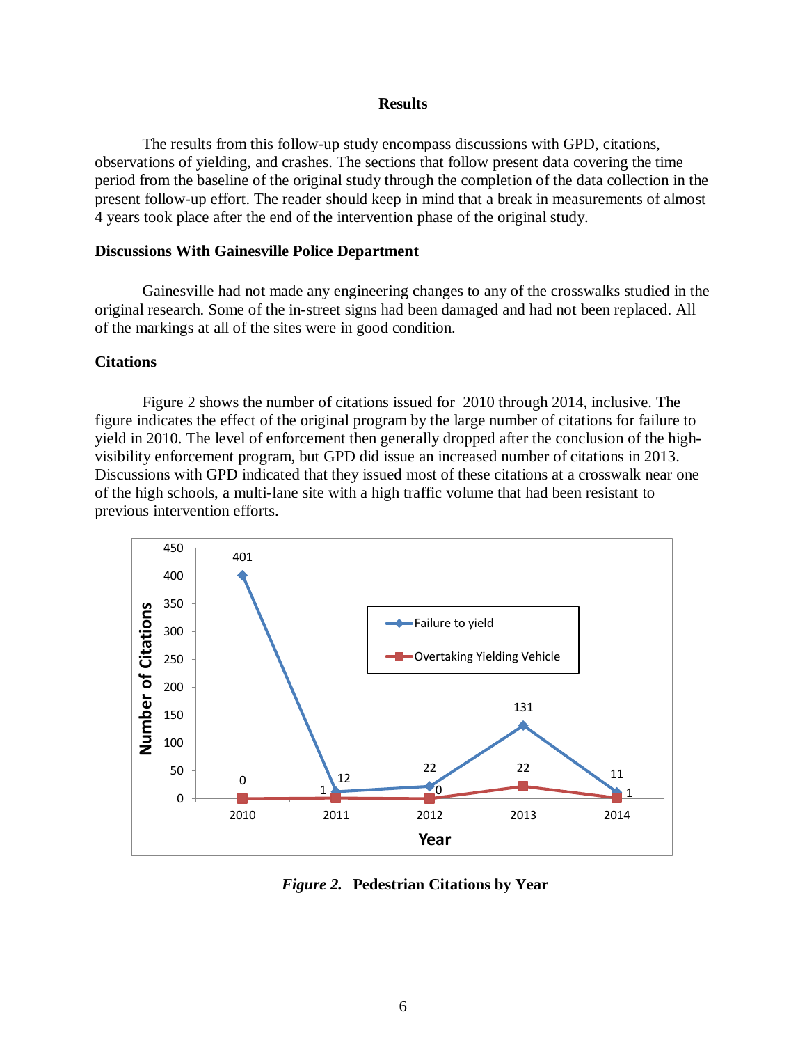## Results

The results from this follow-up study encompass discussions with GPD, citations, observations of yielding, and crashes. The sections that follow present data covering the time period from the baseline of the original study through the completion of the data collection in the present follow-up effort. The reader should keep in mind that a break in measurements of almost 4 years took place after the end of the intervention phase of the original study.

### Discussions With Gainesville Police Department

Gainesville had not made any engineering changes to any of the crosswalks studied in the original research. Some of the in-street signs had been damaged and had not been replaced. All of the markings at all of the sites were in good condition.

### Citations

Figure 2 shows the number of citations issued for 2010 through 2014, inclusive. The figure indicates the effect of the original program by the large number of citations for failure to yield in 2010. The level of enforcement then generally dropped after the conclusion of the high-visibility enforcement program, but GPD did issue an increased number of citations in 2013. Discussions with GPD indicated that they issued most of these citations at a crosswalk near one of the high schools, a multi-lane site with a high traffic volume that had been resistant to previous intervention efforts.

| Year | Failure to yield | Overtaking Yielding Vehicle |
|---|---|---|
| 2010 | 401 | 0 |
| 2011 | 12 | 1 |
| 2012 | 22 | 0 |
| 2013 | 131 | 22 |
| 2014 | 11 | 1 |

*Figure 2.* **Pedestrian Citations by Year**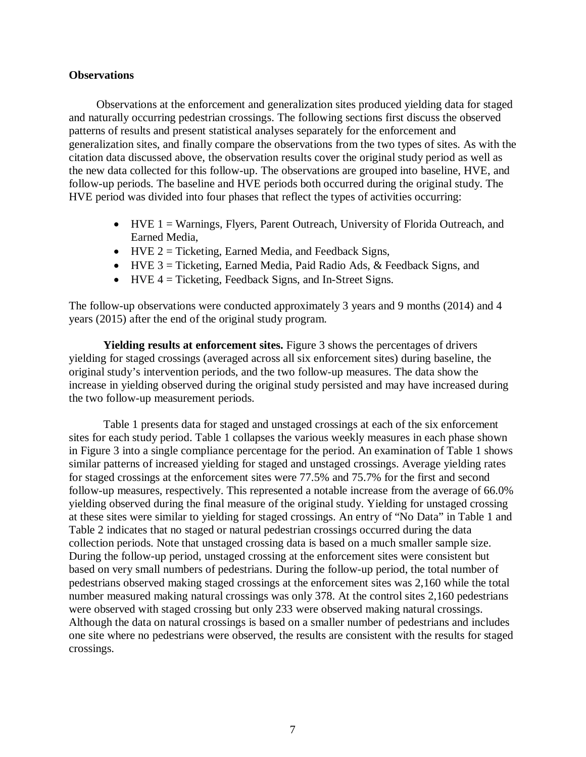**Observations**

Observations at the enforcement and generalization sites produced yielding data for staged and naturally occurring pedestrian crossings. The following sections first discuss the observed patterns of results and present statistical analyses separately for the enforcement and generalization sites, and finally compare the observations from the two types of sites. As with the citation data discussed above, the observation results cover the original study period as well as the new data collected for this follow-up. The observations are grouped into baseline, HVE, and follow-up periods. The baseline and HVE periods both occurred during the original study. The HVE period was divided into four phases that reflect the types of activities occurring:

- HVE 1 = Warnings, Flyers, Parent Outreach, University of Florida Outreach, and Earned Media,
- HVE 2 = Ticketing, Earned Media, and Feedback Signs,
- HVE 3 = Ticketing, Earned Media, Paid Radio Ads, & Feedback Signs, and
- HVE 4 = Ticketing, Feedback Signs, and In-Street Signs.

The follow-up observations were conducted approximately 3 years and 9 months (2014) and 4 years (2015) after the end of the original study program.

**Yielding results at enforcement sites.** Figure 3 shows the percentages of drivers yielding for staged crossings (averaged across all six enforcement sites) during baseline, the original study's intervention periods, and the two follow-up measures. The data show the increase in yielding observed during the original study persisted and may have increased during the two follow-up measurement periods.

Table 1 presents data for staged and unstaged crossings at each of the six enforcement sites for each study period. Table 1 collapses the various weekly measures in each phase shown in Figure 3 into a single compliance percentage for the period. An examination of Table 1 shows similar patterns of increased yielding for staged and unstaged crossings. Average yielding rates for staged crossings at the enforcement sites were 77.5% and 75.7% for the first and second follow-up measures, respectively. This represented a notable increase from the average of 66.0% yielding observed during the final measure of the original study. Yielding for unstaged crossing at these sites were similar to yielding for staged crossings. An entry of "No Data" in Table 1 and Table 2 indicates that no staged or natural pedestrian crossings occurred during the data collection periods. Note that unstaged crossing data is based on a much smaller sample size. During the follow-up period, unstaged crossing at the enforcement sites were consistent but based on very small numbers of pedestrians. During the follow-up period, the total number of pedestrians observed making staged crossings at the enforcement sites was 2,160 while the total number measured making natural crossings was only 378. At the control sites 2,160 pedestrians were observed with staged crossing but only 233 were observed making natural crossings. Although the data on natural crossings is based on a smaller number of pedestrians and includes one site where no pedestrians were observed, the results are consistent with the results for staged crossings.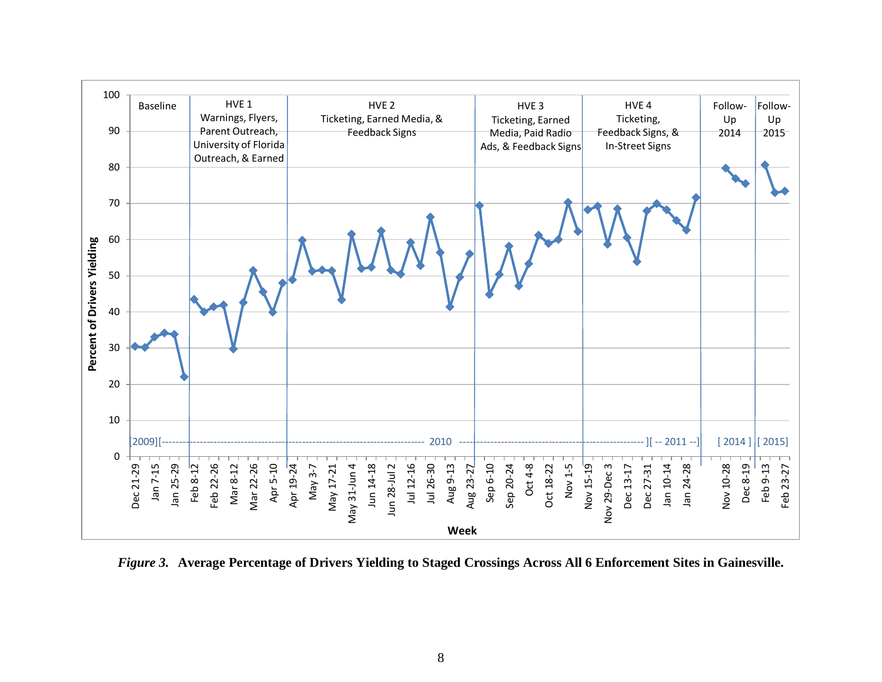*Figure 3.* **Average Percentage of Drivers Yielding to Staged Crossings Across All 6 Enforcement Sites in Gainesville.**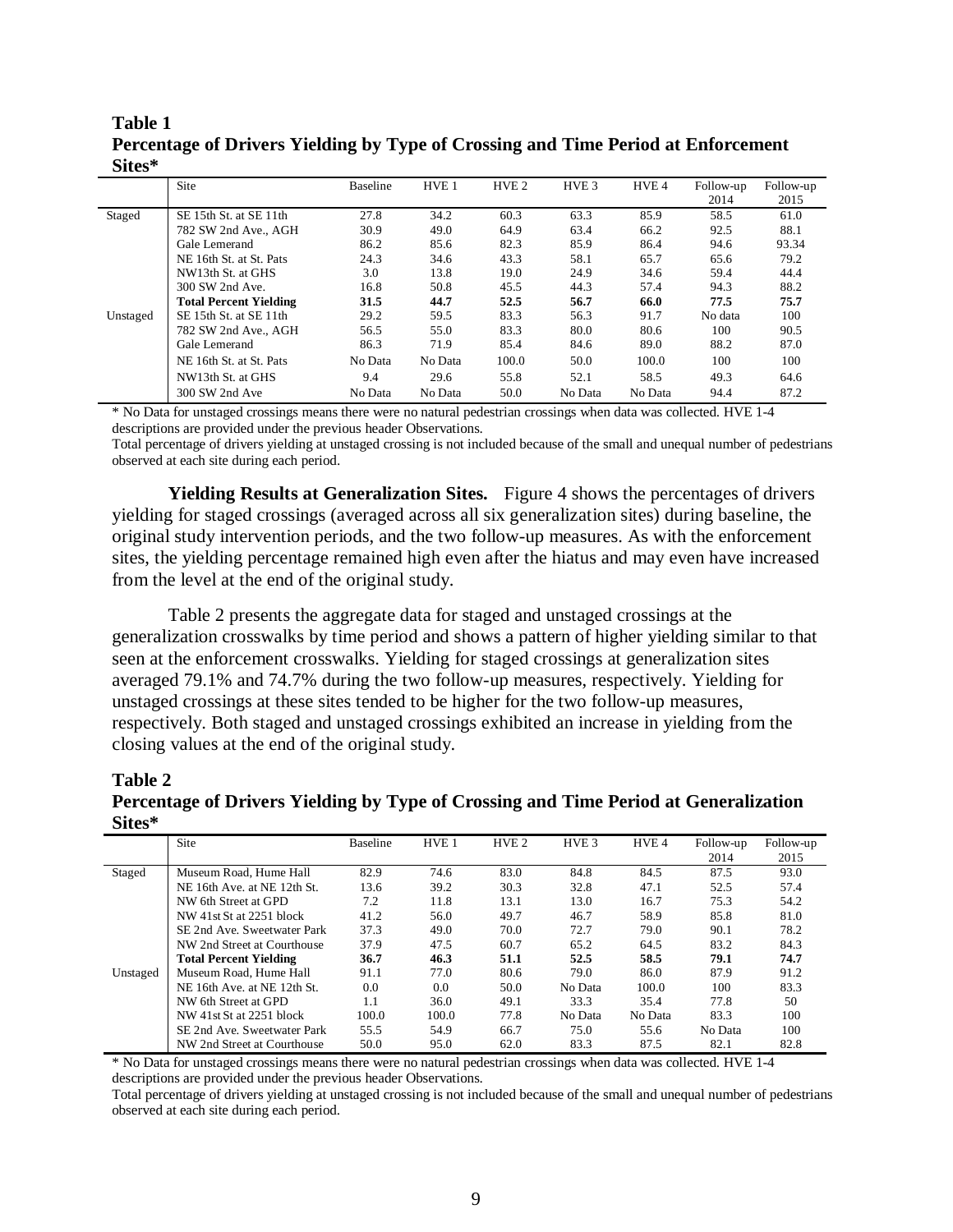**Table 1**
**Percentage of Drivers Yielding by Type of Crossing and Time Period at Enforcement Sites***

| | Site | Baseline | HVE 1 | HVE 2 | HVE 3 | HVE 4 | Follow-up 2014 | Follow-up 2015 |
|---|---|---|---|---|---|---|---|---|
| Staged | SE 15th St. at SE 11th | 27.8 | 34.2 | 60.3 | 63.3 | 85.9 | 58.5 | 61.0 |
| | 782 SW 2nd Ave., AGH | 30.9 | 49.0 | 64.9 | 63.4 | 66.2 | 92.5 | 88.1 |
| | Gale Lemerand | 86.2 | 85.6 | 82.3 | 85.9 | 86.4 | 94.6 | 93.34 |
| | NE 16th St. at St. Pats | 24.3 | 34.6 | 43.3 | 58.1 | 65.7 | 65.6 | 79.2 |
| | NW13th St. at GHS | 3.0 | 13.8 | 19.0 | 24.9 | 34.6 | 59.4 | 44.4 |
| | 300 SW 2nd Ave. | 16.8 | 50.8 | 45.5 | 44.3 | 57.4 | 94.3 | 88.2 |
| | **Total Percent Yielding** | **31.5** | **44.7** | **52.5** | **56.7** | **66.0** | **77.5** | **75.7** |
| Unstaged | SE 15th St. at SE 11th | 29.2 | 59.5 | 83.3 | 56.3 | 91.7 | No data | 100 |
| | 782 SW 2nd Ave., AGH | 56.5 | 55.0 | 83.3 | 80.0 | 80.6 | 100 | 90.5 |
| | Gale Lemerand | 86.3 | 71.9 | 85.4 | 84.6 | 89.0 | 88.2 | 87.0 |
| | NE 16th St. at St. Pats | No Data | No Data | 100.0 | 50.0 | 100.0 | 100 | 100 |
| | NW13th St. at GHS | 9.4 | 29.6 | 55.8 | 52.1 | 58.5 | 49.3 | 64.6 |
| | 300 SW 2nd Ave | No Data | No Data | 50.0 | No Data | No Data | 94.4 | 87.2 |

* No Data for unstaged crossings means there were no natural pedestrian crossings when data was collected. HVE 1-4 descriptions are provided under the previous header Observations.
Total percentage of drivers yielding at unstaged crossing is not included because of the small and unequal number of pedestrians observed at each site during each period.

**Yielding Results at Generalization Sites.** Figure 4 shows the percentages of drivers yielding for staged crossings (averaged across all six generalization sites) during baseline, the original study intervention periods, and the two follow-up measures. As with the enforcement sites, the yielding percentage remained high even after the hiatus and may even have increased from the level at the end of the original study.

Table 2 presents the aggregate data for staged and unstaged crossings at the generalization crosswalks by time period and shows a pattern of higher yielding similar to that seen at the enforcement crosswalks. Yielding for staged crossings at generalization sites averaged 79.1% and 74.7% during the two follow-up measures, respectively. Yielding for unstaged crossings at these sites tended to be higher for the two follow-up measures, respectively. Both staged and unstaged crossings exhibited an increase in yielding from the closing values at the end of the original study.

**Table 2**
**Percentage of Drivers Yielding by Type of Crossing and Time Period at Generalization Sites***

| | Site | Baseline | HVE 1 | HVE 2 | HVE 3 | HVE 4 | Follow-up 2014 | Follow-up 2015 |
|---|---|---|---|---|---|---|---|---|
| Staged | Museum Road, Hume Hall | 82.9 | 74.6 | 83.0 | 84.8 | 84.5 | 87.5 | 93.0 |
| | NE 16th Ave. at NE 12th St. | 13.6 | 39.2 | 30.3 | 32.8 | 47.1 | 52.5 | 57.4 |
| | NW 6th Street at GPD | 7.2 | 11.8 | 13.1 | 13.0 | 16.7 | 75.3 | 54.2 |
| | NW 41st St at 2251 block | 41.2 | 56.0 | 49.7 | 46.7 | 58.9 | 85.8 | 81.0 |
| | SE 2nd Ave. Sweetwater Park | 37.3 | 49.0 | 70.0 | 72.7 | 79.0 | 90.1 | 78.2 |
| | NW 2nd Street at Courthouse | 37.9 | 47.5 | 60.7 | 65.2 | 64.5 | 83.2 | 84.3 |
| | **Total Percent Yielding** | **36.7** | **46.3** | **51.1** | **52.5** | **58.5** | **79.1** | **74.7** |
| Unstaged | Museum Road, Hume Hall | 91.1 | 77.0 | 80.6 | 79.0 | 86.0 | 87.9 | 91.2 |
| | NE 16th Ave. at NE 12th St. | 0.0 | 0.0 | 50.0 | No Data | 100.0 | 100 | 83.3 |
| | NW 6th Street at GPD | 1.1 | 36.0 | 49.1 | 33.3 | 35.4 | 77.8 | 50 |
| | NW 41st St at 2251 block | 100.0 | 100.0 | 77.8 | No Data | No Data | 83.3 | 100 |
| | SE 2nd Ave. Sweetwater Park | 55.5 | 54.9 | 66.7 | 75.0 | 55.6 | No Data | 100 |
| | NW 2nd Street at Courthouse | 50.0 | 95.0 | 62.0 | 83.3 | 87.5 | 82.1 | 82.8 |

* No Data for unstaged crossings means there were no natural pedestrian crossings when data was collected. HVE 1-4 descriptions are provided under the previous header Observations.
Total percentage of drivers yielding at unstaged crossing is not included because of the small and unequal number of pedestrians observed at each site during each period.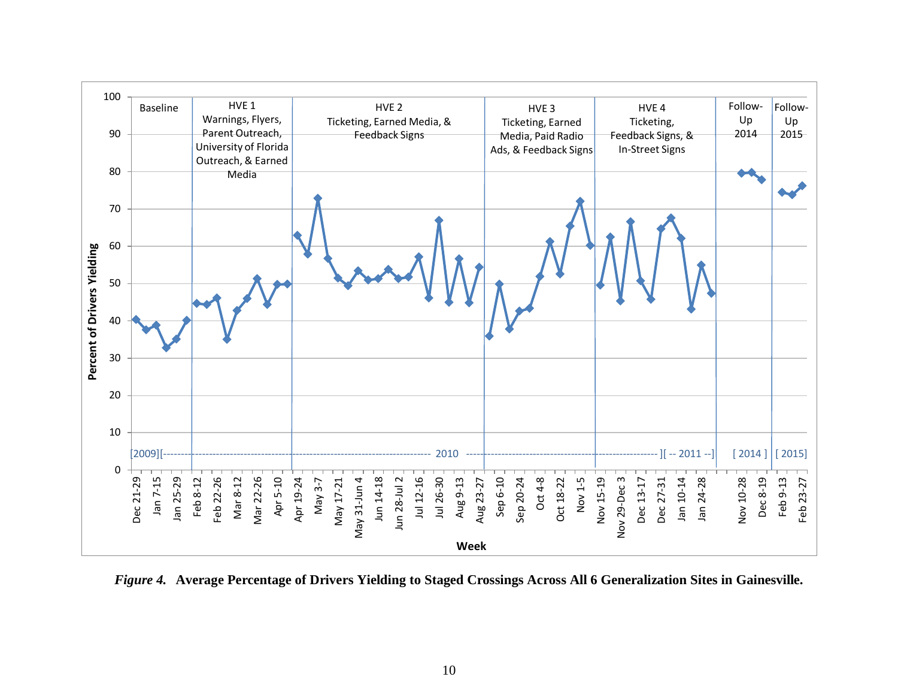*Figure 4.* **Average Percentage of Drivers Yielding to Staged Crossings Across All 6 Generalization Sites in Gainesville.**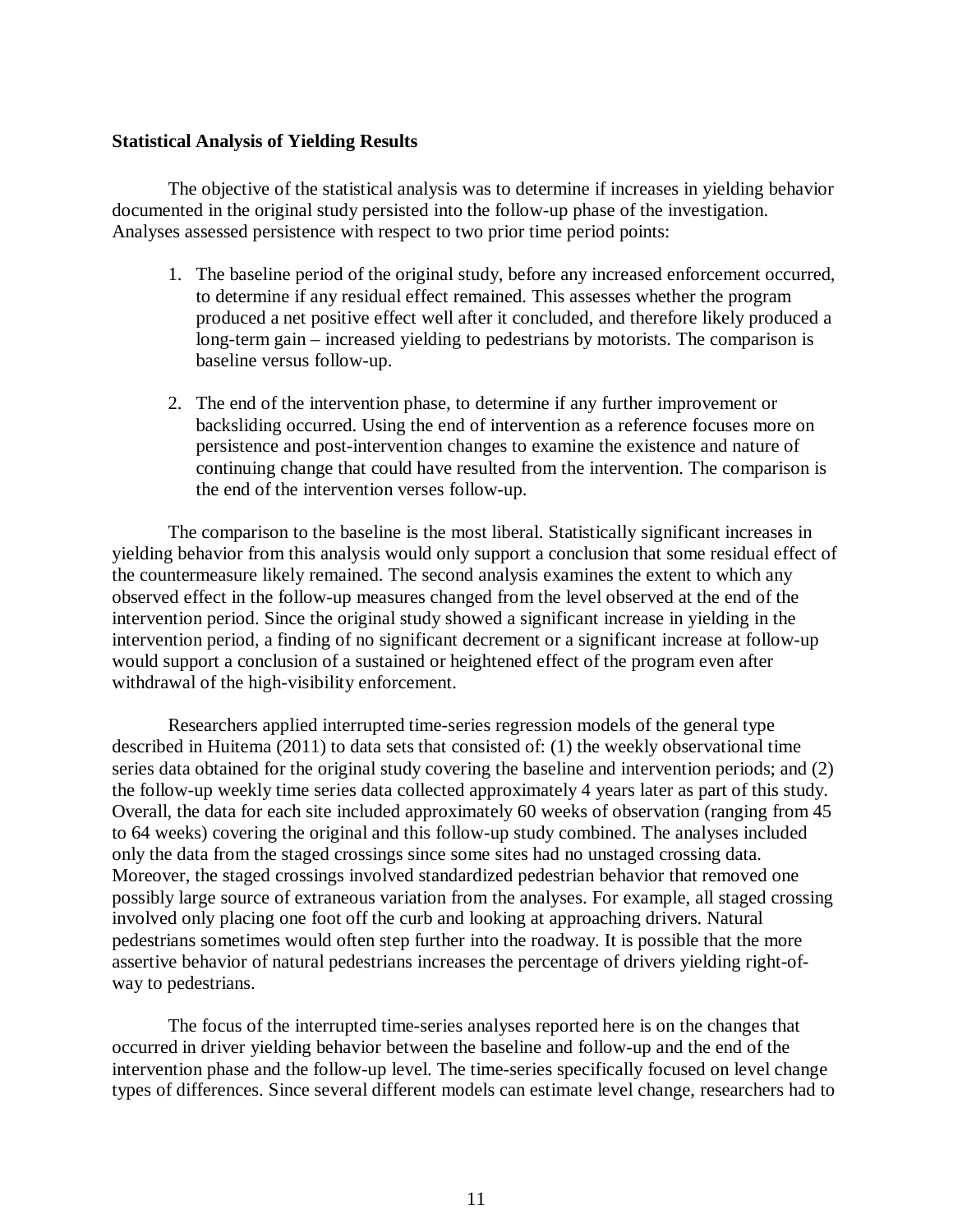**Statistical Analysis of Yielding Results**

The objective of the statistical analysis was to determine if increases in yielding behavior documented in the original study persisted into the follow-up phase of the investigation. Analyses assessed persistence with respect to two prior time period points:

1. The baseline period of the original study, before any increased enforcement occurred, to determine if any residual effect remained. This assesses whether the program produced a net positive effect well after it concluded, and therefore likely produced a long-term gain – increased yielding to pedestrians by motorists. The comparison is baseline versus follow-up.

2. The end of the intervention phase, to determine if any further improvement or backsliding occurred. Using the end of intervention as a reference focuses more on persistence and post-intervention changes to examine the existence and nature of continuing change that could have resulted from the intervention. The comparison is the end of the intervention verses follow-up.

The comparison to the baseline is the most liberal. Statistically significant increases in yielding behavior from this analysis would only support a conclusion that some residual effect of the countermeasure likely remained. The second analysis examines the extent to which any observed effect in the follow-up measures changed from the level observed at the end of the intervention period. Since the original study showed a significant increase in yielding in the intervention period, a finding of no significant decrement or a significant increase at follow-up would support a conclusion of a sustained or heightened effect of the program even after withdrawal of the high-visibility enforcement.

Researchers applied interrupted time-series regression models of the general type described in Huitema (2011) to data sets that consisted of: (1) the weekly observational time series data obtained for the original study covering the baseline and intervention periods; and (2) the follow-up weekly time series data collected approximately 4 years later as part of this study. Overall, the data for each site included approximately 60 weeks of observation (ranging from 45 to 64 weeks) covering the original and this follow-up study combined. The analyses included only the data from the staged crossings since some sites had no unstaged crossing data. Moreover, the staged crossings involved standardized pedestrian behavior that removed one possibly large source of extraneous variation from the analyses. For example, all staged crossing involved only placing one foot off the curb and looking at approaching drivers. Natural pedestrians sometimes would often step further into the roadway. It is possible that the more assertive behavior of natural pedestrians increases the percentage of drivers yielding right-of-way to pedestrians.

The focus of the interrupted time-series analyses reported here is on the changes that occurred in driver yielding behavior between the baseline and follow-up and the end of the intervention phase and the follow-up level. The time-series specifically focused on level change types of differences. Since several different models can estimate level change, researchers had to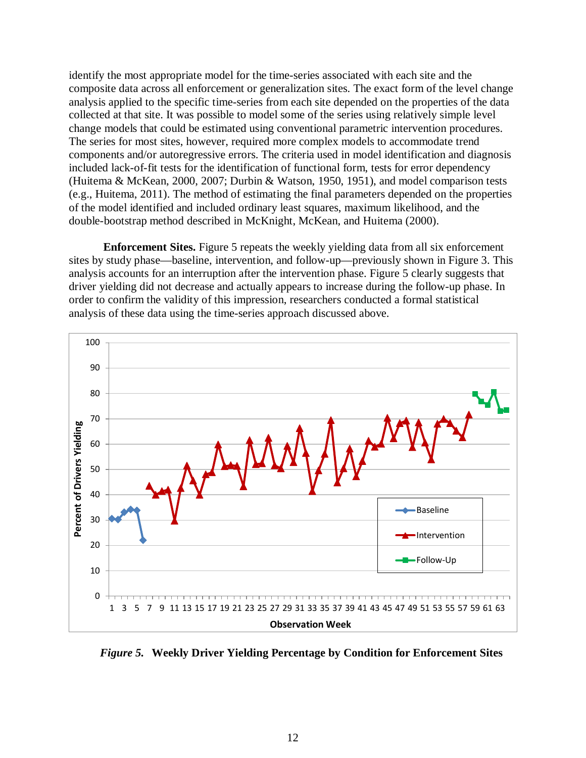identify the most appropriate model for the time-series associated with each site and the composite data across all enforcement or generalization sites. The exact form of the level change analysis applied to the specific time-series from each site depended on the properties of the data collected at that site. It was possible to model some of the series using relatively simple level change models that could be estimated using conventional parametric intervention procedures. The series for most sites, however, required more complex models to accommodate trend components and/or autoregressive errors. The criteria used in model identification and diagnosis included lack-of-fit tests for the identification of functional form, tests for error dependency (Huitema & McKean, 2000, 2007; Durbin & Watson, 1950, 1951), and model comparison tests (e.g., Huitema, 2011). The method of estimating the final parameters depended on the properties of the model identified and included ordinary least squares, maximum likelihood, and the double-bootstrap method described in McKnight, McKean, and Huitema (2000).

**Enforcement Sites.** Figure 5 repeats the weekly yielding data from all six enforcement sites by study phase—baseline, intervention, and follow-up—previously shown in Figure 3. This analysis accounts for an interruption after the intervention phase. Figure 5 clearly suggests that driver yielding did not decrease and actually appears to increase during the follow-up phase. In order to confirm the validity of this impression, researchers conducted a formal statistical analysis of these data using the time-series approach discussed above.

***Figure 5.*** **Weekly Driver Yielding Percentage by Condition for Enforcement Sites**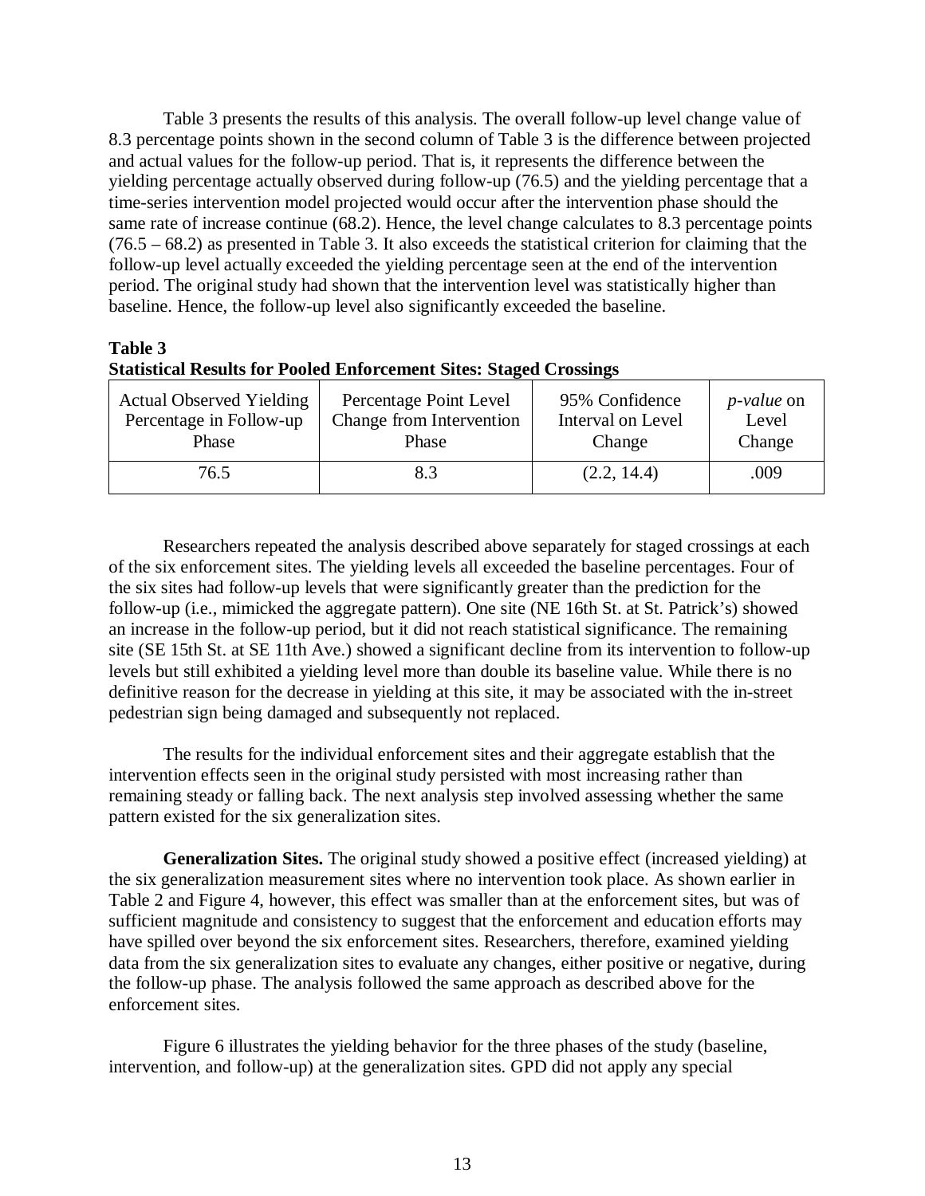Table 3 presents the results of this analysis. The overall follow-up level change value of 8.3 percentage points shown in the second column of Table 3 is the difference between projected and actual values for the follow-up period. That is, it represents the difference between the yielding percentage actually observed during follow-up (76.5) and the yielding percentage that a time-series intervention model projected would occur after the intervention phase should the same rate of increase continue (68.2). Hence, the level change calculates to 8.3 percentage points (76.5 – 68.2) as presented in Table 3. It also exceeds the statistical criterion for claiming that the follow-up level actually exceeded the yielding percentage seen at the end of the intervention period. The original study had shown that the intervention level was statistically higher than baseline. Hence, the follow-up level also significantly exceeded the baseline.

**Table 3**
**Statistical Results for Pooled Enforcement Sites: Staged Crossings**

| Actual Observed Yielding Percentage in Follow-up Phase | Percentage Point Level Change from Intervention Phase | 95% Confidence Interval on Level Change | *p-value* on Level Change |
|---|---|---|---|
| 76.5 | 8.3 | (2.2, 14.4) | .009 |

Researchers repeated the analysis described above separately for staged crossings at each of the six enforcement sites. The yielding levels all exceeded the baseline percentages. Four of the six sites had follow-up levels that were significantly greater than the prediction for the follow-up (i.e., mimicked the aggregate pattern). One site (NE 16th St. at St. Patrick's) showed an increase in the follow-up period, but it did not reach statistical significance. The remaining site (SE 15th St. at SE 11th Ave.) showed a significant decline from its intervention to follow-up levels but still exhibited a yielding level more than double its baseline value. While there is no definitive reason for the decrease in yielding at this site, it may be associated with the in-street pedestrian sign being damaged and subsequently not replaced.

The results for the individual enforcement sites and their aggregate establish that the intervention effects seen in the original study persisted with most increasing rather than remaining steady or falling back. The next analysis step involved assessing whether the same pattern existed for the six generalization sites.

**Generalization Sites.** The original study showed a positive effect (increased yielding) at the six generalization measurement sites where no intervention took place. As shown earlier in Table 2 and Figure 4, however, this effect was smaller than at the enforcement sites, but was of sufficient magnitude and consistency to suggest that the enforcement and education efforts may have spilled over beyond the six enforcement sites. Researchers, therefore, examined yielding data from the six generalization sites to evaluate any changes, either positive or negative, during the follow-up phase. The analysis followed the same approach as described above for the enforcement sites.

Figure 6 illustrates the yielding behavior for the three phases of the study (baseline, intervention, and follow-up) at the generalization sites. GPD did not apply any special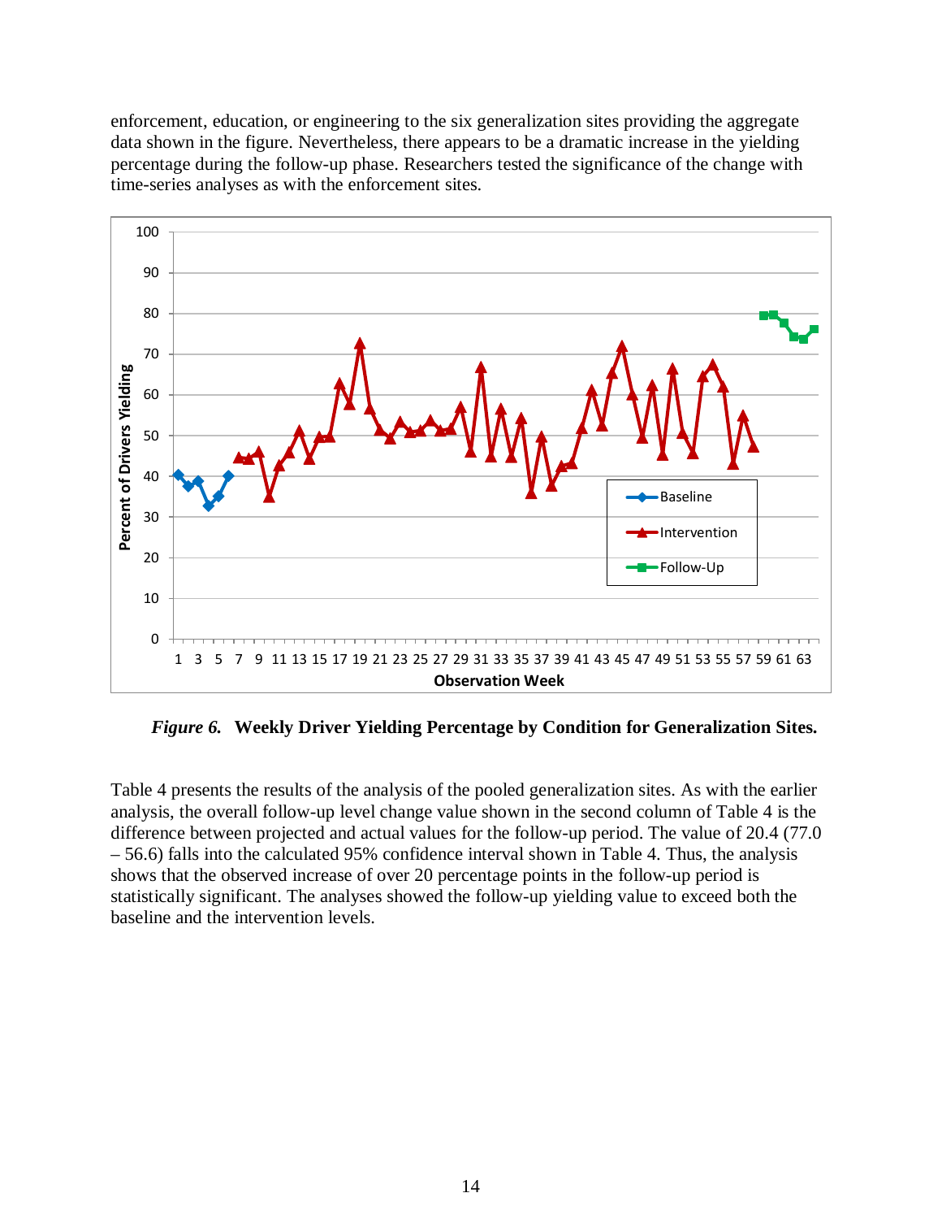enforcement, education, or engineering to the six generalization sites providing the aggregate data shown in the figure. Nevertheless, there appears to be a dramatic increase in the yielding percentage during the follow-up phase. Researchers tested the significance of the change with time-series analyses as with the enforcement sites.

***Figure 6.*** **Weekly Driver Yielding Percentage by Condition for Generalization Sites.**

Table 4 presents the results of the analysis of the pooled generalization sites. As with the earlier analysis, the overall follow-up level change value shown in the second column of Table 4 is the difference between projected and actual values for the follow-up period. The value of 20.4 (77.0 – 56.6) falls into the calculated 95% confidence interval shown in Table 4. Thus, the analysis shows that the observed increase of over 20 percentage points in the follow-up period is statistically significant. The analyses showed the follow-up yielding value to exceed both the baseline and the intervention levels.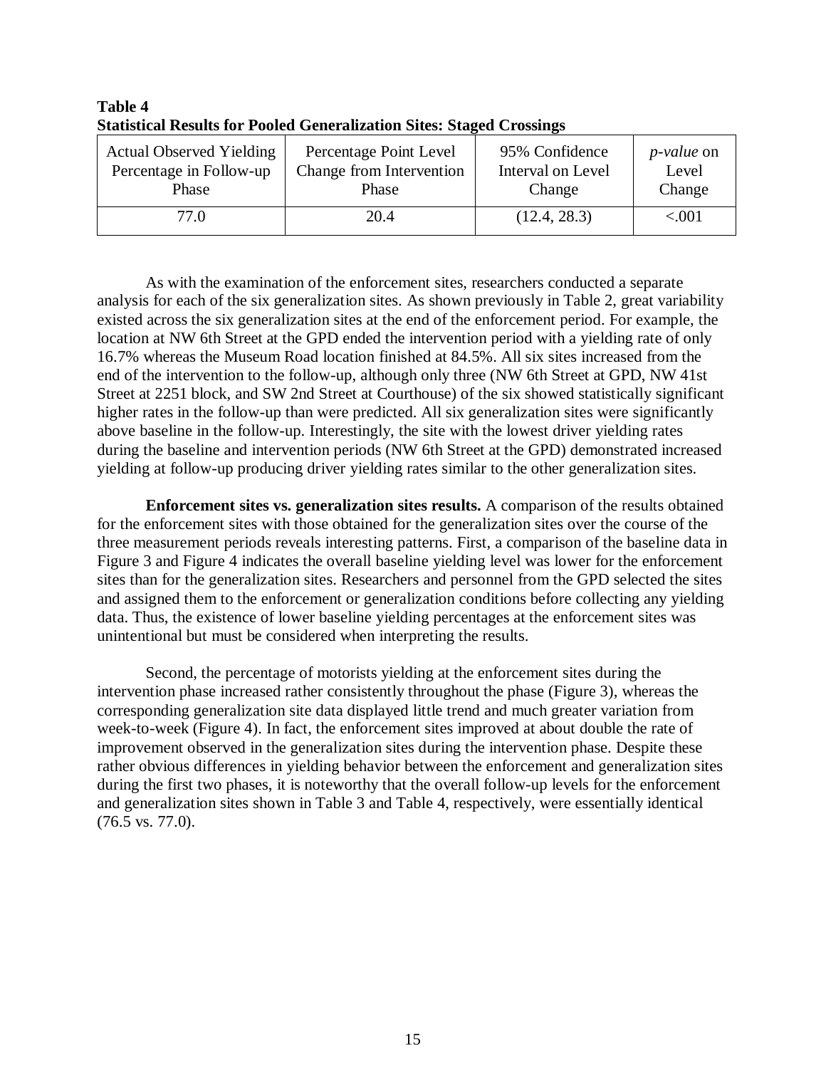**Table 4**
**Statistical Results for Pooled Generalization Sites: Staged Crossings**

| Actual Observed Yielding Percentage in Follow-up Phase | Percentage Point Level Change from Intervention Phase | 95% Confidence Interval on Level Change | *p-value* on Level Change |
|---|---|---|---|
| 77.0 | 20.4 | (12.4, 28.3) | <.001 |

As with the examination of the enforcement sites, researchers conducted a separate analysis for each of the six generalization sites. As shown previously in Table 2, great variability existed across the six generalization sites at the end of the enforcement period. For example, the location at NW 6th Street at the GPD ended the intervention period with a yielding rate of only 16.7% whereas the Museum Road location finished at 84.5%. All six sites increased from the end of the intervention to the follow-up, although only three (NW 6th Street at GPD, NW 41st Street at 2251 block, and SW 2nd Street at Courthouse) of the six showed statistically significant higher rates in the follow-up than were predicted. All six generalization sites were significantly above baseline in the follow-up. Interestingly, the site with the lowest driver yielding rates during the baseline and intervention periods (NW 6th Street at the GPD) demonstrated increased yielding at follow-up producing driver yielding rates similar to the other generalization sites.

**Enforcement sites vs. generalization sites results.** A comparison of the results obtained for the enforcement sites with those obtained for the generalization sites over the course of the three measurement periods reveals interesting patterns. First, a comparison of the baseline data in Figure 3 and Figure 4 indicates the overall baseline yielding level was lower for the enforcement sites than for the generalization sites. Researchers and personnel from the GPD selected the sites and assigned them to the enforcement or generalization conditions before collecting any yielding data. Thus, the existence of lower baseline yielding percentages at the enforcement sites was unintentional but must be considered when interpreting the results.

Second, the percentage of motorists yielding at the enforcement sites during the intervention phase increased rather consistently throughout the phase (Figure 3), whereas the corresponding generalization site data displayed little trend and much greater variation from week-to-week (Figure 4). In fact, the enforcement sites improved at about double the rate of improvement observed in the generalization sites during the intervention phase. Despite these rather obvious differences in yielding behavior between the enforcement and generalization sites during the first two phases, it is noteworthy that the overall follow-up levels for the enforcement and generalization sites shown in Table 3 and Table 4, respectively, were essentially identical (76.5 vs. 77.0).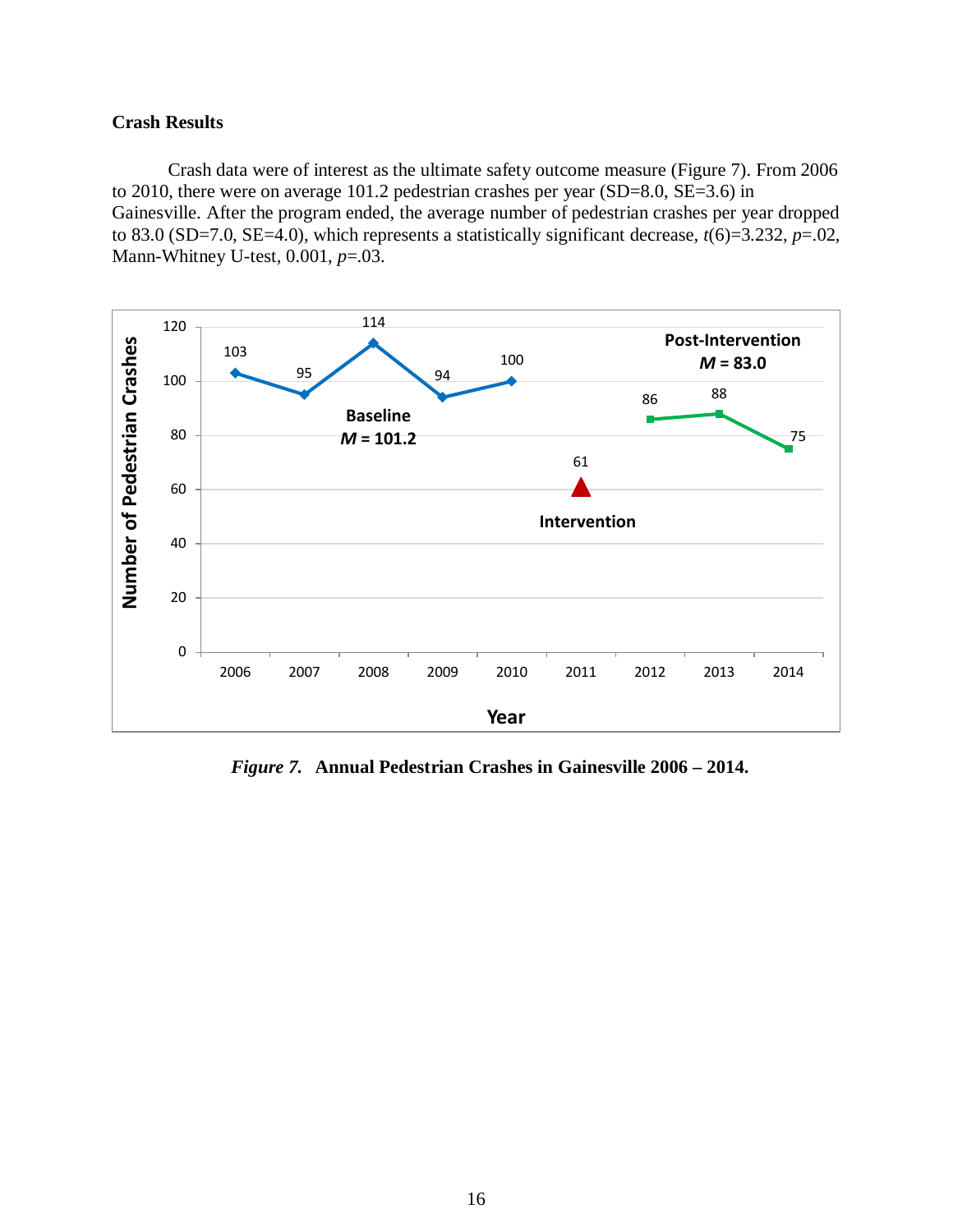**Crash Results**

Crash data were of interest as the ultimate safety outcome measure (Figure 7). From 2006 to 2010, there were on average 101.2 pedestrian crashes per year (SD=8.0, SE=3.6) in Gainesville. After the program ended, the average number of pedestrian crashes per year dropped to 83.0 (SD=7.0, SE=4.0), which represents a statistically significant decrease, $t(6)=3.232$, $p=.02$, Mann-Whitney U-test, 0.001, $p=.03$.

***Figure 7.*** **Annual Pedestrian Crashes in Gainesville 2006 – 2014.**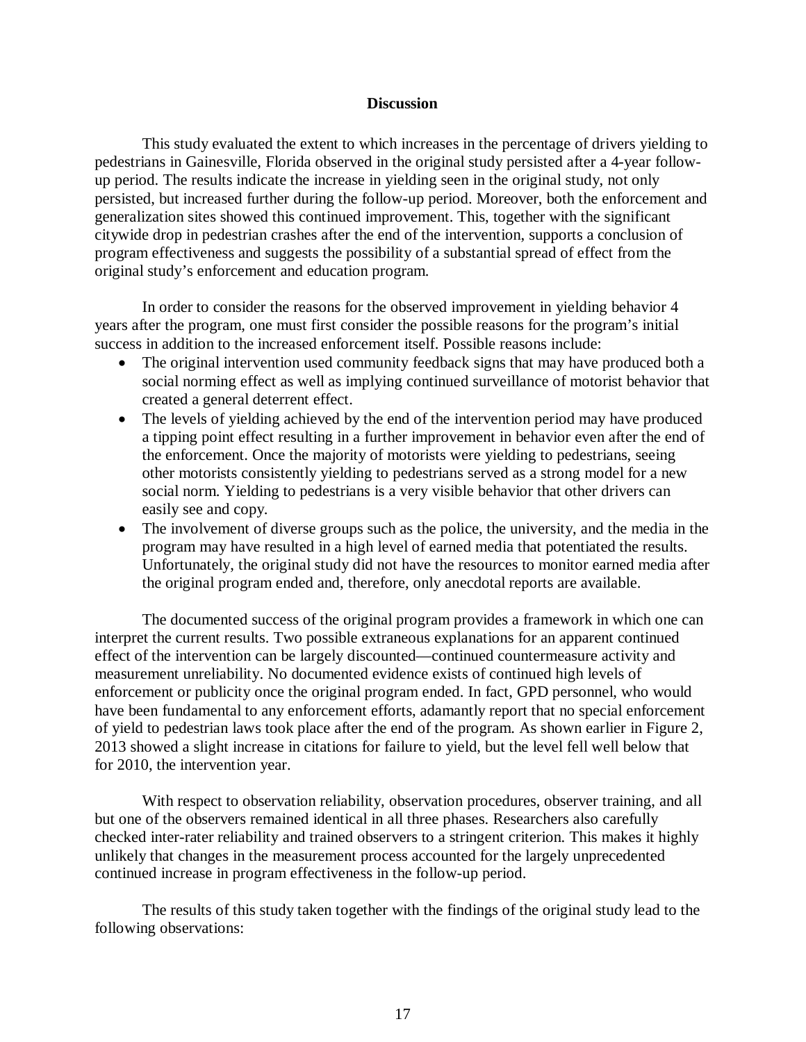## Discussion

This study evaluated the extent to which increases in the percentage of drivers yielding to pedestrians in Gainesville, Florida observed in the original study persisted after a 4-year follow-up period. The results indicate the increase in yielding seen in the original study, not only persisted, but increased further during the follow-up period. Moreover, both the enforcement and generalization sites showed this continued improvement. This, together with the significant citywide drop in pedestrian crashes after the end of the intervention, supports a conclusion of program effectiveness and suggests the possibility of a substantial spread of effect from the original study's enforcement and education program.

In order to consider the reasons for the observed improvement in yielding behavior 4 years after the program, one must first consider the possible reasons for the program's initial success in addition to the increased enforcement itself. Possible reasons include:

- The original intervention used community feedback signs that may have produced both a social norming effect as well as implying continued surveillance of motorist behavior that created a general deterrent effect.
- The levels of yielding achieved by the end of the intervention period may have produced a tipping point effect resulting in a further improvement in behavior even after the end of the enforcement. Once the majority of motorists were yielding to pedestrians, seeing other motorists consistently yielding to pedestrians served as a strong model for a new social norm. Yielding to pedestrians is a very visible behavior that other drivers can easily see and copy.
- The involvement of diverse groups such as the police, the university, and the media in the program may have resulted in a high level of earned media that potentiated the results. Unfortunately, the original study did not have the resources to monitor earned media after the original program ended and, therefore, only anecdotal reports are available.

The documented success of the original program provides a framework in which one can interpret the current results. Two possible extraneous explanations for an apparent continued effect of the intervention can be largely discounted—continued countermeasure activity and measurement unreliability. No documented evidence exists of continued high levels of enforcement or publicity once the original program ended. In fact, GPD personnel, who would have been fundamental to any enforcement efforts, adamantly report that no special enforcement of yield to pedestrian laws took place after the end of the program. As shown earlier in Figure 2, 2013 showed a slight increase in citations for failure to yield, but the level fell well below that for 2010, the intervention year.

With respect to observation reliability, observation procedures, observer training, and all but one of the observers remained identical in all three phases. Researchers also carefully checked inter-rater reliability and trained observers to a stringent criterion. This makes it highly unlikely that changes in the measurement process accounted for the largely unprecedented continued increase in program effectiveness in the follow-up period.

The results of this study taken together with the findings of the original study lead to the following observations: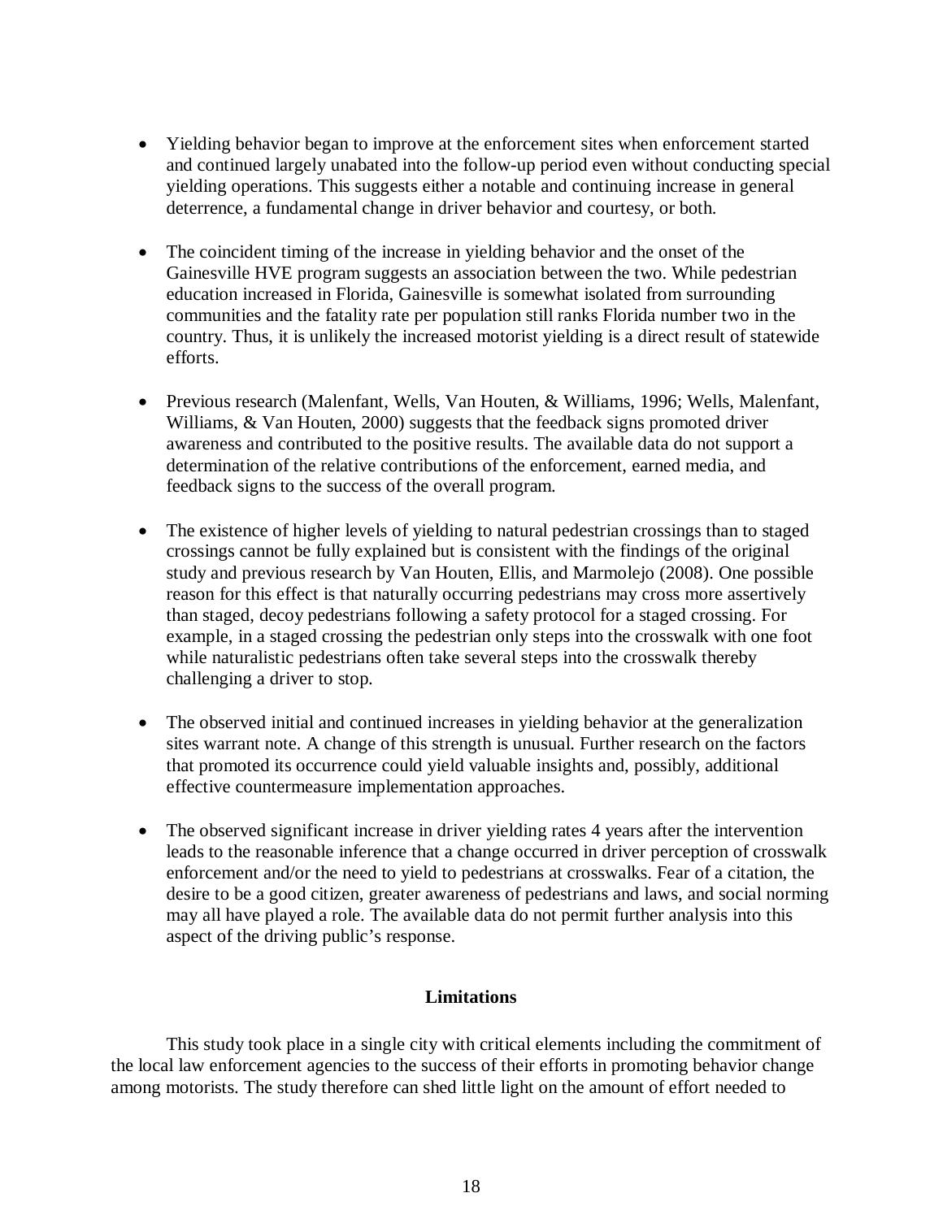- Yielding behavior began to improve at the enforcement sites when enforcement started and continued largely unabated into the follow-up period even without conducting special yielding operations. This suggests either a notable and continuing increase in general deterrence, a fundamental change in driver behavior and courtesy, or both.

- The coincident timing of the increase in yielding behavior and the onset of the Gainesville HVE program suggests an association between the two. While pedestrian education increased in Florida, Gainesville is somewhat isolated from surrounding communities and the fatality rate per population still ranks Florida number two in the country. Thus, it is unlikely the increased motorist yielding is a direct result of statewide efforts.

- Previous research (Malenfant, Wells, Van Houten, & Williams, 1996; Wells, Malenfant, Williams, & Van Houten, 2000) suggests that the feedback signs promoted driver awareness and contributed to the positive results. The available data do not support a determination of the relative contributions of the enforcement, earned media, and feedback signs to the success of the overall program.

- The existence of higher levels of yielding to natural pedestrian crossings than to staged crossings cannot be fully explained but is consistent with the findings of the original study and previous research by Van Houten, Ellis, and Marmolejo (2008). One possible reason for this effect is that naturally occurring pedestrians may cross more assertively than staged, decoy pedestrians following a safety protocol for a staged crossing. For example, in a staged crossing the pedestrian only steps into the crosswalk with one foot while naturalistic pedestrians often take several steps into the crosswalk thereby challenging a driver to stop.

- The observed initial and continued increases in yielding behavior at the generalization sites warrant note. A change of this strength is unusual. Further research on the factors that promoted its occurrence could yield valuable insights and, possibly, additional effective countermeasure implementation approaches.

- The observed significant increase in driver yielding rates 4 years after the intervention leads to the reasonable inference that a change occurred in driver perception of crosswalk enforcement and/or the need to yield to pedestrians at crosswalks. Fear of a citation, the desire to be a good citizen, greater awareness of pedestrians and laws, and social norming may all have played a role. The available data do not permit further analysis into this aspect of the driving public's response.

## Limitations

This study took place in a single city with critical elements including the commitment of the local law enforcement agencies to the success of their efforts in promoting behavior change among motorists. The study therefore can shed little light on the amount of effort needed to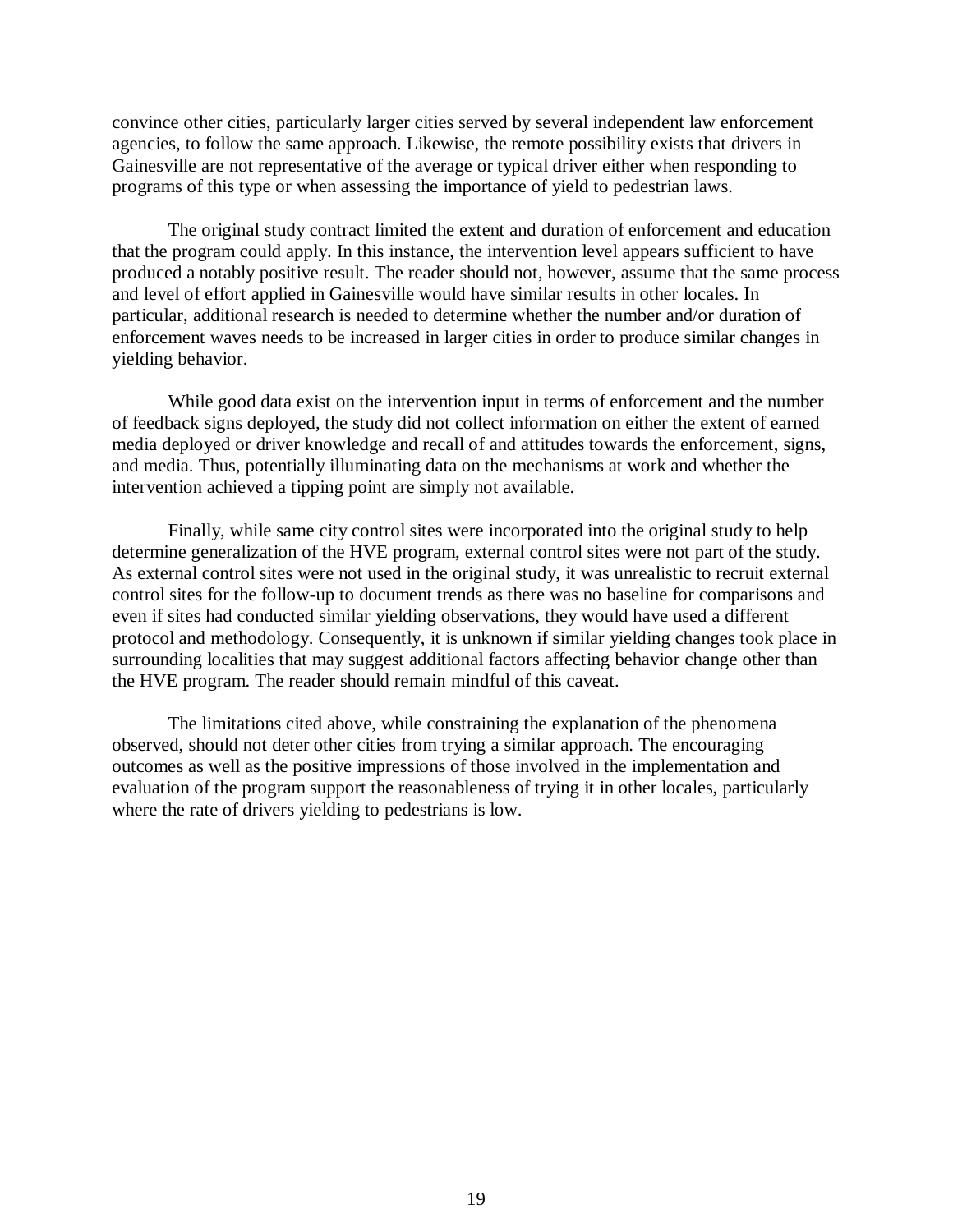convince other cities, particularly larger cities served by several independent law enforcement agencies, to follow the same approach. Likewise, the remote possibility exists that drivers in Gainesville are not representative of the average or typical driver either when responding to programs of this type or when assessing the importance of yield to pedestrian laws.

The original study contract limited the extent and duration of enforcement and education that the program could apply. In this instance, the intervention level appears sufficient to have produced a notably positive result. The reader should not, however, assume that the same process and level of effort applied in Gainesville would have similar results in other locales. In particular, additional research is needed to determine whether the number and/or duration of enforcement waves needs to be increased in larger cities in order to produce similar changes in yielding behavior.

While good data exist on the intervention input in terms of enforcement and the number of feedback signs deployed, the study did not collect information on either the extent of earned media deployed or driver knowledge and recall of and attitudes towards the enforcement, signs, and media. Thus, potentially illuminating data on the mechanisms at work and whether the intervention achieved a tipping point are simply not available.

Finally, while same city control sites were incorporated into the original study to help determine generalization of the HVE program, external control sites were not part of the study. As external control sites were not used in the original study, it was unrealistic to recruit external control sites for the follow-up to document trends as there was no baseline for comparisons and even if sites had conducted similar yielding observations, they would have used a different protocol and methodology. Consequently, it is unknown if similar yielding changes took place in surrounding localities that may suggest additional factors affecting behavior change other than the HVE program. The reader should remain mindful of this caveat.

The limitations cited above, while constraining the explanation of the phenomena observed, should not deter other cities from trying a similar approach. The encouraging outcomes as well as the positive impressions of those involved in the implementation and evaluation of the program support the reasonableness of trying it in other locales, particularly where the rate of drivers yielding to pedestrians is low.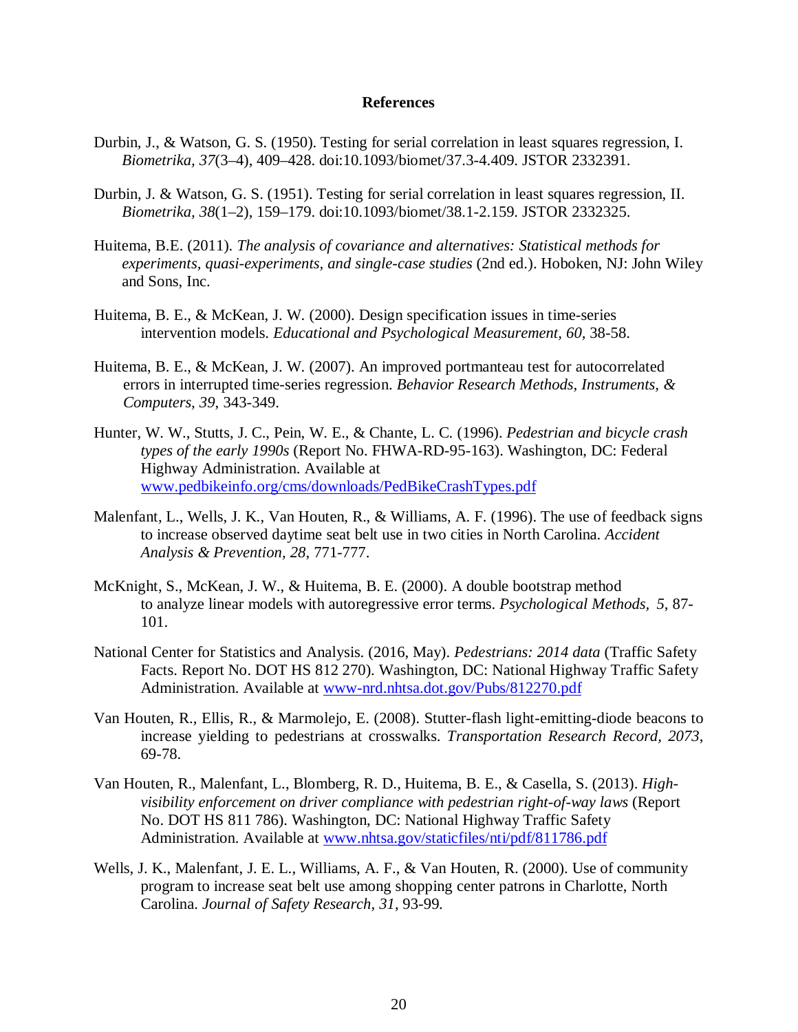## References

Durbin, J., & Watson, G. S. (1950). Testing for serial correlation in least squares regression, I. *Biometrika, 37*(3–4), 409–428. doi:10.1093/biomet/37.3-4.409. JSTOR 2332391.

Durbin, J. & Watson, G. S. (1951). Testing for serial correlation in least squares regression, II. *Biometrika, 38*(1–2), 159–179. doi:10.1093/biomet/38.1-2.159. JSTOR 2332325.

Huitema, B.E. (2011). *The analysis of covariance and alternatives: Statistical methods for experiments, quasi-experiments, and single-case studies* (2nd ed.). Hoboken, NJ: John Wiley and Sons, Inc.

Huitema, B. E., & McKean, J. W. (2000). Design specification issues in time-series intervention models. *Educational and Psychological Measurement, 60,* 38-58.

Huitema, B. E., & McKean, J. W. (2007). An improved portmanteau test for autocorrelated errors in interrupted time-series regression. *Behavior Research Methods, Instruments, & Computers, 39*, 343-349.

Hunter, W. W., Stutts, J. C., Pein, W. E., & Chante, L. C. (1996). *Pedestrian and bicycle crash types of the early 1990s* (Report No. FHWA-RD-95-163). Washington, DC: Federal Highway Administration. Available at www.pedbikeinfo.org/cms/downloads/PedBikeCrashTypes.pdf

Malenfant, L., Wells, J. K., Van Houten, R., & Williams, A. F. (1996). The use of feedback signs to increase observed daytime seat belt use in two cities in North Carolina. *Accident Analysis & Prevention, 28*, 771-777.

McKnight, S., McKean, J. W., & Huitema, B. E. (2000). A double bootstrap method to analyze linear models with autoregressive error terms. *Psychological Methods, 5*, 87-101.

National Center for Statistics and Analysis. (2016, May). *Pedestrians: 2014 data* (Traffic Safety Facts. Report No. DOT HS 812 270). Washington, DC: National Highway Traffic Safety Administration. Available at www-nrd.nhtsa.dot.gov/Pubs/812270.pdf

Van Houten, R., Ellis, R., & Marmolejo, E. (2008). Stutter-flash light-emitting-diode beacons to increase yielding to pedestrians at crosswalks. *Transportation Research Record, 2073,* 69-78.

Van Houten, R., Malenfant, L., Blomberg, R. D., Huitema, B. E., & Casella, S. (2013). *High-visibility enforcement on driver compliance with pedestrian right-of-way laws* (Report No. DOT HS 811 786). Washington, DC: National Highway Traffic Safety Administration. Available at www.nhtsa.gov/staticfiles/nti/pdf/811786.pdf

Wells, J. K., Malenfant, J. E. L., Williams, A. F., & Van Houten, R. (2000). Use of community program to increase seat belt use among shopping center patrons in Charlotte, North Carolina. *Journal of Safety Research, 31*, 93-99.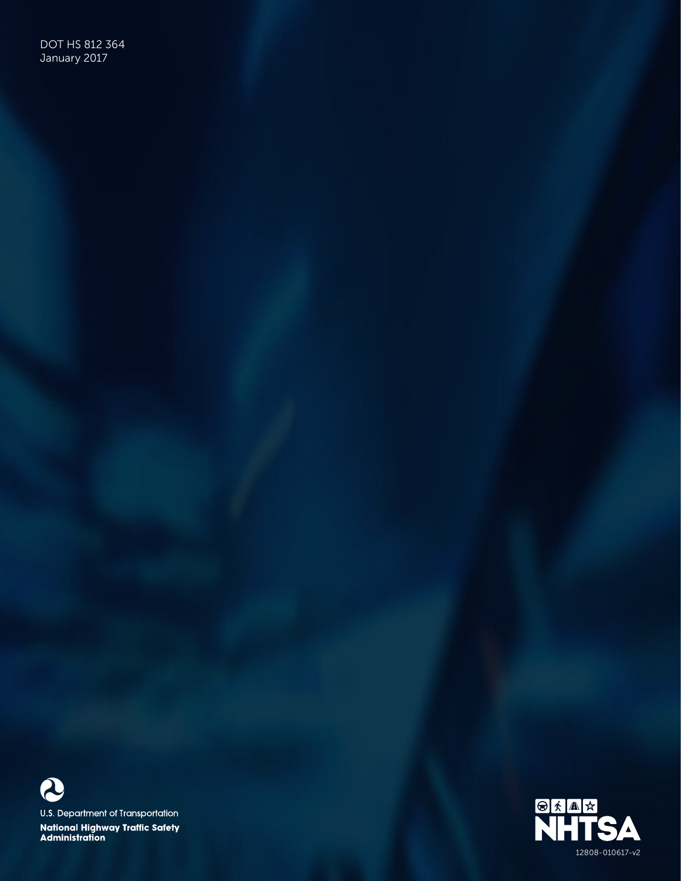DOT HS 812 364
January 2017

U.S. Department of Transportation

**National Highway Traffic Safety Administration**

NHTSA

12808-010617-v2